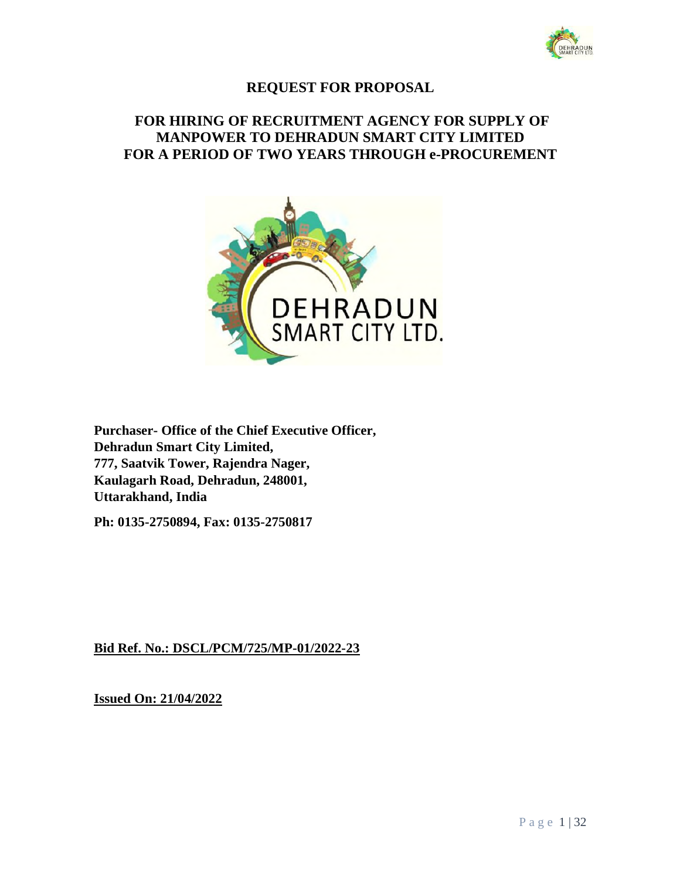# REQUEST FOR PROPOSAL

## FOR HIRING OF RECRUITMENT AGENCY FOR SUPPLY OF MANPOWER TO DEHRADUN SMART CITY LIMITED FOR A PERIOD OF TWO YEARS THROUGH e-PROCUREMENT

**Purchaser- Office of the Chief Executive Officer,**
**Dehradun Smart City Limited,**
**777, Saatvik Tower, Rajendra Nager,**
**Kaulagarh Road, Dehradun, 248001,**
**Uttarakhand, India**

**Ph: 0135-2750894, Fax: 0135-2750817**

**Bid Ref. No.: DSCL/PCM/725/MP-01/2022-23**

**Issued On: 21/04/2022**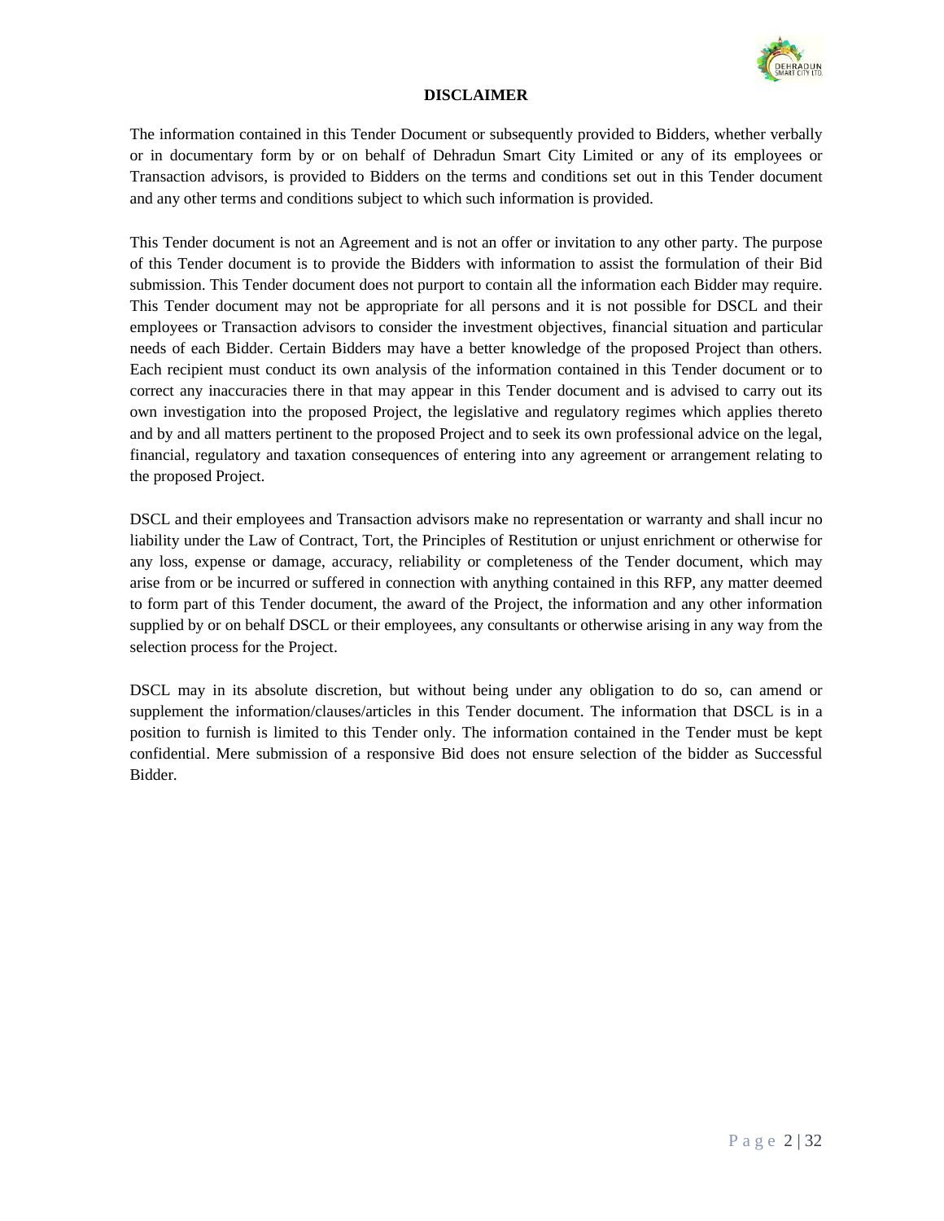# DISCLAIMER

The information contained in this Tender Document or subsequently provided to Bidders, whether verbally or in documentary form by or on behalf of Dehradun Smart City Limited or any of its employees or Transaction advisors, is provided to Bidders on the terms and conditions set out in this Tender document and any other terms and conditions subject to which such information is provided.

This Tender document is not an Agreement and is not an offer or invitation to any other party. The purpose of this Tender document is to provide the Bidders with information to assist the formulation of their Bid submission. This Tender document does not purport to contain all the information each Bidder may require. This Tender document may not be appropriate for all persons and it is not possible for DSCL and their employees or Transaction advisors to consider the investment objectives, financial situation and particular needs of each Bidder. Certain Bidders may have a better knowledge of the proposed Project than others. Each recipient must conduct its own analysis of the information contained in this Tender document or to correct any inaccuracies there in that may appear in this Tender document and is advised to carry out its own investigation into the proposed Project, the legislative and regulatory regimes which applies thereto and by and all matters pertinent to the proposed Project and to seek its own professional advice on the legal, financial, regulatory and taxation consequences of entering into any agreement or arrangement relating to the proposed Project.

DSCL and their employees and Transaction advisors make no representation or warranty and shall incur no liability under the Law of Contract, Tort, the Principles of Restitution or unjust enrichment or otherwise for any loss, expense or damage, accuracy, reliability or completeness of the Tender document, which may arise from or be incurred or suffered in connection with anything contained in this RFP, any matter deemed to form part of this Tender document, the award of the Project, the information and any other information supplied by or on behalf DSCL or their employees, any consultants or otherwise arising in any way from the selection process for the Project.

DSCL may in its absolute discretion, but without being under any obligation to do so, can amend or supplement the information/clauses/articles in this Tender document. The information that DSCL is in a position to furnish is limited to this Tender only. The information contained in the Tender must be kept confidential. Mere submission of a responsive Bid does not ensure selection of the bidder as Successful Bidder.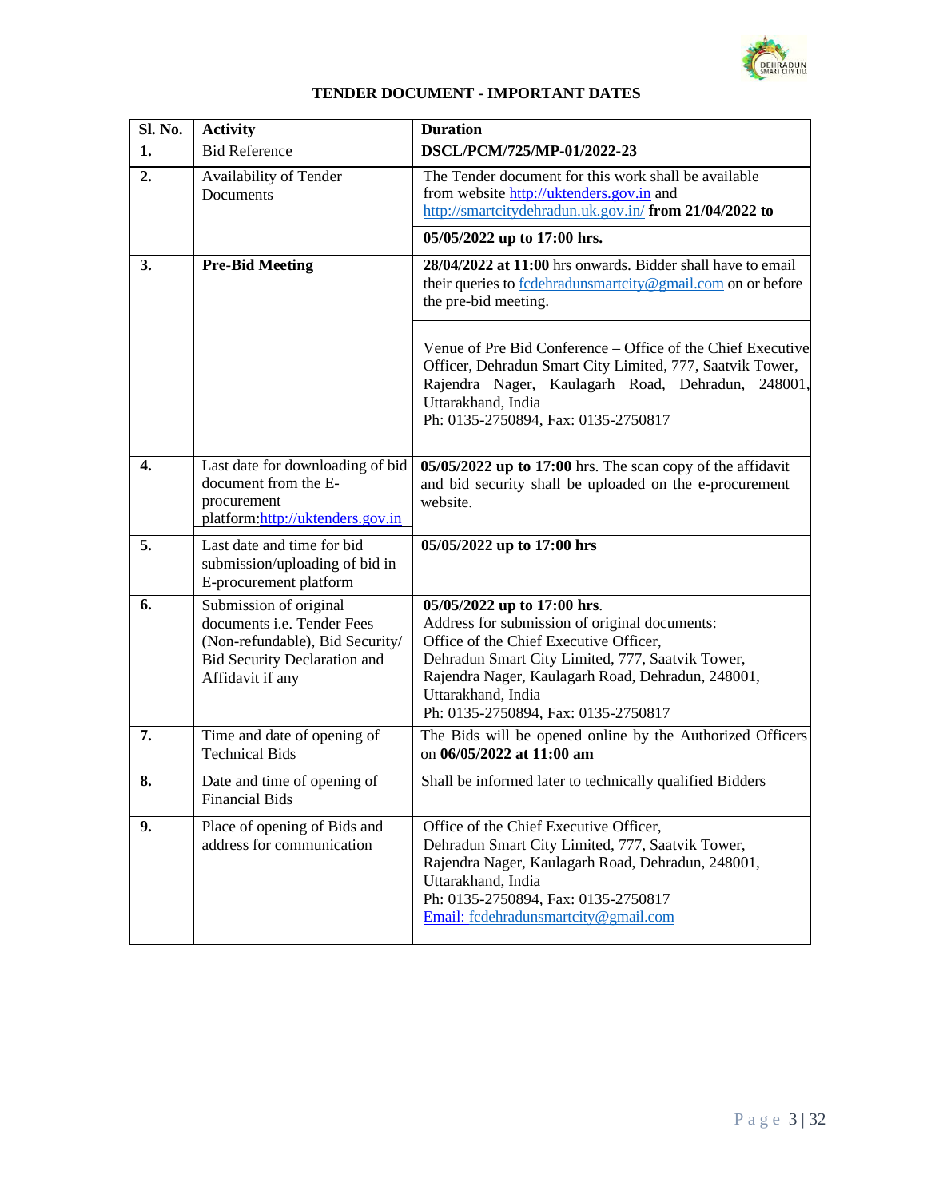## TENDER DOCUMENT - IMPORTANT DATES

| Sl. No. | Activity | Duration |
|---|---|---|
| **1.** | Bid Reference | **DSCL/PCM/725/MP-01/2022-23** |
| **2.** | Availability of Tender Documents | The Tender document for this work shall be available from website http://uktenders.gov.in and http://smartcitydehradun.uk.gov.in/ **from 21/04/2022 to** **05/05/2022 up to 17:00 hrs.** |
| **3.** | **Pre-Bid Meeting** | **28/04/2022 at 11:00** hrs onwards. Bidder shall have to email their queries to fcdehradunsmartcity@gmail.com on or before the pre-bid meeting.<br><br>Venue of Pre Bid Conference – Office of the Chief Executive Officer, Dehradun Smart City Limited, 777, Saatvik Tower, Rajendra Nager, Kaulagarh Road, Dehradun, 248001, Uttarakhand, India<br>Ph: 0135-2750894, Fax: 0135-2750817 |
| **4.** | Last date for downloading of bid document from the E-procurement platform:http://uktenders.gov.in | **05/05/2022 up to 17:00** hrs. The scan copy of the affidavit and bid security shall be uploaded on the e-procurement website. |
| **5.** | Last date and time for bid submission/uploading of bid in E-procurement platform | **05/05/2022 up to 17:00 hrs** |
| **6.** | Submission of original documents i.e. Tender Fees (Non-refundable), Bid Security/ Bid Security Declaration and Affidavit if any | **05/05/2022 up to 17:00 hrs**.<br>Address for submission of original documents:<br>Office of the Chief Executive Officer,<br>Dehradun Smart City Limited, 777, Saatvik Tower,<br>Rajendra Nager, Kaulagarh Road, Dehradun, 248001, Uttarakhand, India<br>Ph: 0135-2750894, Fax: 0135-2750817 |
| **7.** | Time and date of opening of Technical Bids | The Bids will be opened online by the Authorized Officers on **06/05/2022 at 11:00 am** |
| **8.** | Date and time of opening of Financial Bids | Shall be informed later to technically qualified Bidders |
| **9.** | Place of opening of Bids and address for communication | Office of the Chief Executive Officer,<br>Dehradun Smart City Limited, 777, Saatvik Tower,<br>Rajendra Nager, Kaulagarh Road, Dehradun, 248001, Uttarakhand, India<br>Ph: 0135-2750894, Fax: 0135-2750817<br>Email: fcdehradunsmartcity@gmail.com |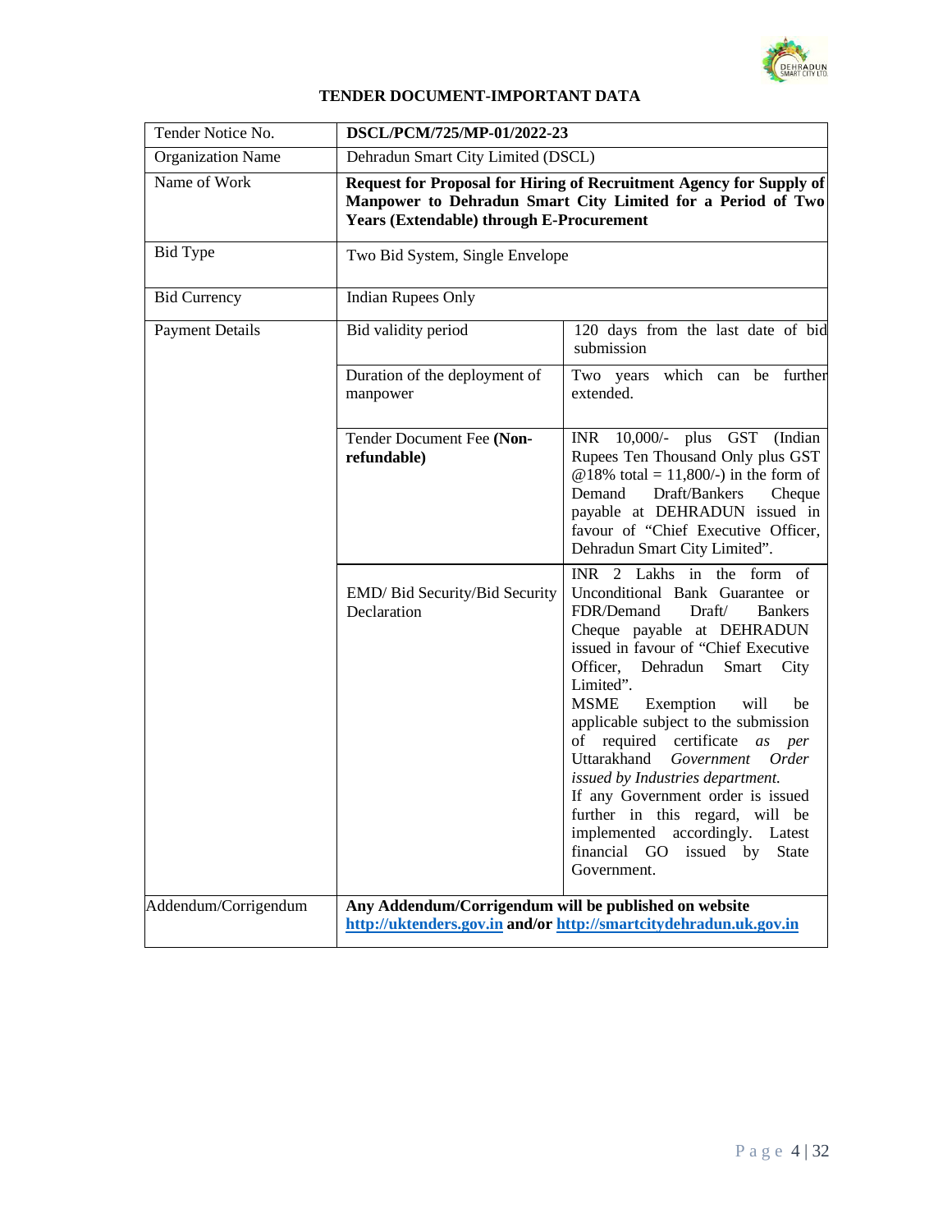## TENDER DOCUMENT-IMPORTANT DATA

| | | |
|---|---|---|
| Tender Notice No. | **DSCL/PCM/725/MP-01/2022-23** | |
| Organization Name | Dehradun Smart City Limited (DSCL) | |
| Name of Work | **Request for Proposal for Hiring of Recruitment Agency for Supply of Manpower to Dehradun Smart City Limited for a Period of Two Years (Extendable) through E-Procurement** | |
| Bid Type | Two Bid System, Single Envelope | |
| Bid Currency | Indian Rupees Only | |
| Payment Details | Bid validity period | 120 days from the last date of bid submission |
| | Duration of the deployment of manpower | Two years which can be further extended. |
| | Tender Document Fee **(Non-refundable)** | INR 10,000/- plus GST (Indian Rupees Ten Thousand Only plus GST @18% total = 11,800/-) in the form of Demand Draft/Bankers Cheque payable at DEHRADUN issued in favour of "Chief Executive Officer, Dehradun Smart City Limited". |
| | EMD/ Bid Security/Bid Security Declaration | INR 2 Lakhs in the form of Unconditional Bank Guarantee or FDR/Demand Draft/ Bankers Cheque payable at DEHRADUN issued in favour of "Chief Executive Officer, Dehradun Smart City Limited".<br>MSME Exemption will be applicable subject to the submission of required certificate *as per* Uttarakhand *Government Order issued by Industries department.*<br>If any Government order is issued further in this regard, will be implemented accordingly. Latest financial GO issued by State Government. |
| Addendum/Corrigendum | **Any Addendum/Corrigendum will be published on website http://uktenders.gov.in and/or http://smartcitydehradun.uk.gov.in** | |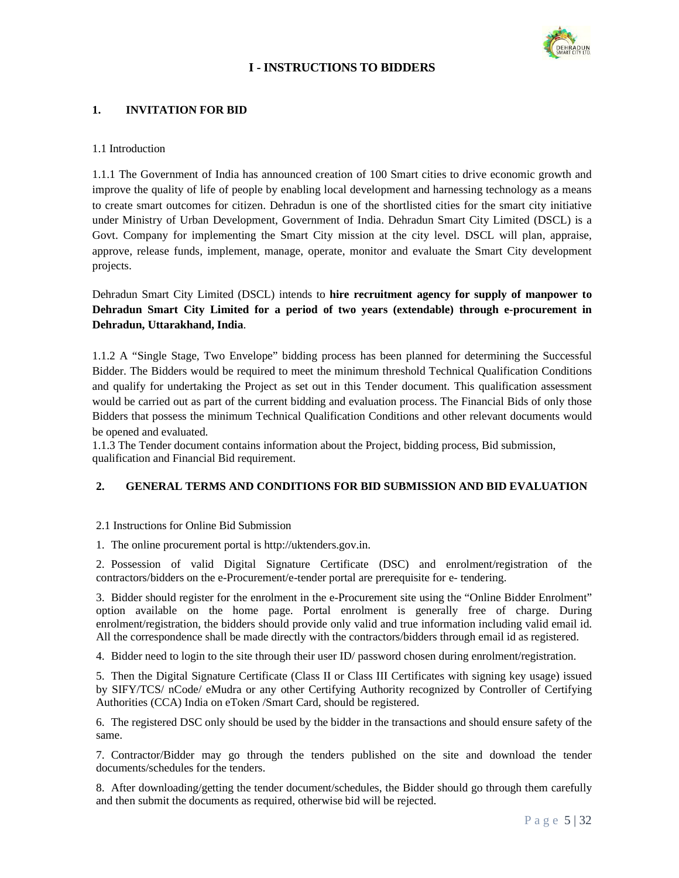# I - INSTRUCTIONS TO BIDDERS

## 1. INVITATION FOR BID

1.1 Introduction

1.1.1 The Government of India has announced creation of 100 Smart cities to drive economic growth and improve the quality of life of people by enabling local development and harnessing technology as a means to create smart outcomes for citizen. Dehradun is one of the shortlisted cities for the smart city initiative under Ministry of Urban Development, Government of India. Dehradun Smart City Limited (DSCL) is a Govt. Company for implementing the Smart City mission at the city level. DSCL will plan, appraise, approve, release funds, implement, manage, operate, monitor and evaluate the Smart City development projects.

Dehradun Smart City Limited (DSCL) intends to **hire recruitment agency for supply of manpower to Dehradun Smart City Limited for a period of two years (extendable) through e-procurement in Dehradun, Uttarakhand, India**.

1.1.2 A "Single Stage, Two Envelope" bidding process has been planned for determining the Successful Bidder. The Bidders would be required to meet the minimum threshold Technical Qualification Conditions and qualify for undertaking the Project as set out in this Tender document. This qualification assessment would be carried out as part of the current bidding and evaluation process. The Financial Bids of only those Bidders that possess the minimum Technical Qualification Conditions and other relevant documents would be opened and evaluated.

1.1.3 The Tender document contains information about the Project, bidding process, Bid submission, qualification and Financial Bid requirement.

## 2. GENERAL TERMS AND CONDITIONS FOR BID SUBMISSION AND BID EVALUATION

2.1 Instructions for Online Bid Submission

1. The online procurement portal is http://uktenders.gov.in.

2. Possession of valid Digital Signature Certificate (DSC) and enrolment/registration of the contractors/bidders on the e-Procurement/e-tender portal are prerequisite for e- tendering.

3. Bidder should register for the enrolment in the e-Procurement site using the "Online Bidder Enrolment" option available on the home page. Portal enrolment is generally free of charge. During enrolment/registration, the bidders should provide only valid and true information including valid email id. All the correspondence shall be made directly with the contractors/bidders through email id as registered.

4. Bidder need to login to the site through their user ID/ password chosen during enrolment/registration.

5. Then the Digital Signature Certificate (Class II or Class III Certificates with signing key usage) issued by SIFY/TCS/ nCode/ eMudra or any other Certifying Authority recognized by Controller of Certifying Authorities (CCA) India on eToken /Smart Card, should be registered.

6. The registered DSC only should be used by the bidder in the transactions and should ensure safety of the same.

7. Contractor/Bidder may go through the tenders published on the site and download the tender documents/schedules for the tenders.

8. After downloading/getting the tender document/schedules, the Bidder should go through them carefully and then submit the documents as required, otherwise bid will be rejected.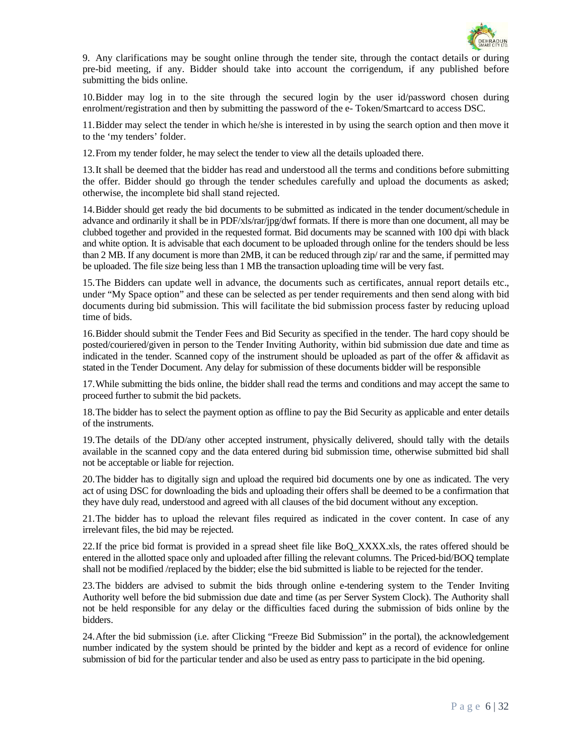9. Any clarifications may be sought online through the tender site, through the contact details or during pre-bid meeting, if any. Bidder should take into account the corrigendum, if any published before submitting the bids online.

10. Bidder may log in to the site through the secured login by the user id/password chosen during enrolment/registration and then by submitting the password of the e- Token/Smartcard to access DSC.

11. Bidder may select the tender in which he/she is interested in by using the search option and then move it to the 'my tenders' folder.

12. From my tender folder, he may select the tender to view all the details uploaded there.

13. It shall be deemed that the bidder has read and understood all the terms and conditions before submitting the offer. Bidder should go through the tender schedules carefully and upload the documents as asked; otherwise, the incomplete bid shall stand rejected.

14. Bidder should get ready the bid documents to be submitted as indicated in the tender document/schedule in advance and ordinarily it shall be in PDF/xls/rar/jpg/dwf formats. If there is more than one document, all may be clubbed together and provided in the requested format. Bid documents may be scanned with 100 dpi with black and white option. It is advisable that each document to be uploaded through online for the tenders should be less than 2 MB. If any document is more than 2MB, it can be reduced through zip/ rar and the same, if permitted may be uploaded. The file size being less than 1 MB the transaction uploading time will be very fast.

15. The Bidders can update well in advance, the documents such as certificates, annual report details etc., under "My Space option" and these can be selected as per tender requirements and then send along with bid documents during bid submission. This will facilitate the bid submission process faster by reducing upload time of bids.

16. Bidder should submit the Tender Fees and Bid Security as specified in the tender. The hard copy should be posted/couriered/given in person to the Tender Inviting Authority, within bid submission due date and time as indicated in the tender. Scanned copy of the instrument should be uploaded as part of the offer & affidavit as stated in the Tender Document. Any delay for submission of these documents bidder will be responsible

17. While submitting the bids online, the bidder shall read the terms and conditions and may accept the same to proceed further to submit the bid packets.

18. The bidder has to select the payment option as offline to pay the Bid Security as applicable and enter details of the instruments.

19. The details of the DD/any other accepted instrument, physically delivered, should tally with the details available in the scanned copy and the data entered during bid submission time, otherwise submitted bid shall not be acceptable or liable for rejection.

20. The bidder has to digitally sign and upload the required bid documents one by one as indicated. The very act of using DSC for downloading the bids and uploading their offers shall be deemed to be a confirmation that they have duly read, understood and agreed with all clauses of the bid document without any exception.

21. The bidder has to upload the relevant files required as indicated in the cover content. In case of any irrelevant files, the bid may be rejected.

22. If the price bid format is provided in a spread sheet file like BoQ_XXXX.xls, the rates offered should be entered in the allotted space only and uploaded after filling the relevant columns. The Priced-bid/BOQ template shall not be modified /replaced by the bidder; else the bid submitted is liable to be rejected for the tender.

23. The bidders are advised to submit the bids through online e-tendering system to the Tender Inviting Authority well before the bid submission due date and time (as per Server System Clock). The Authority shall not be held responsible for any delay or the difficulties faced during the submission of bids online by the bidders.

24. After the bid submission (i.e. after Clicking "Freeze Bid Submission" in the portal), the acknowledgement number indicated by the system should be printed by the bidder and kept as a record of evidence for online submission of bid for the particular tender and also be used as entry pass to participate in the bid opening.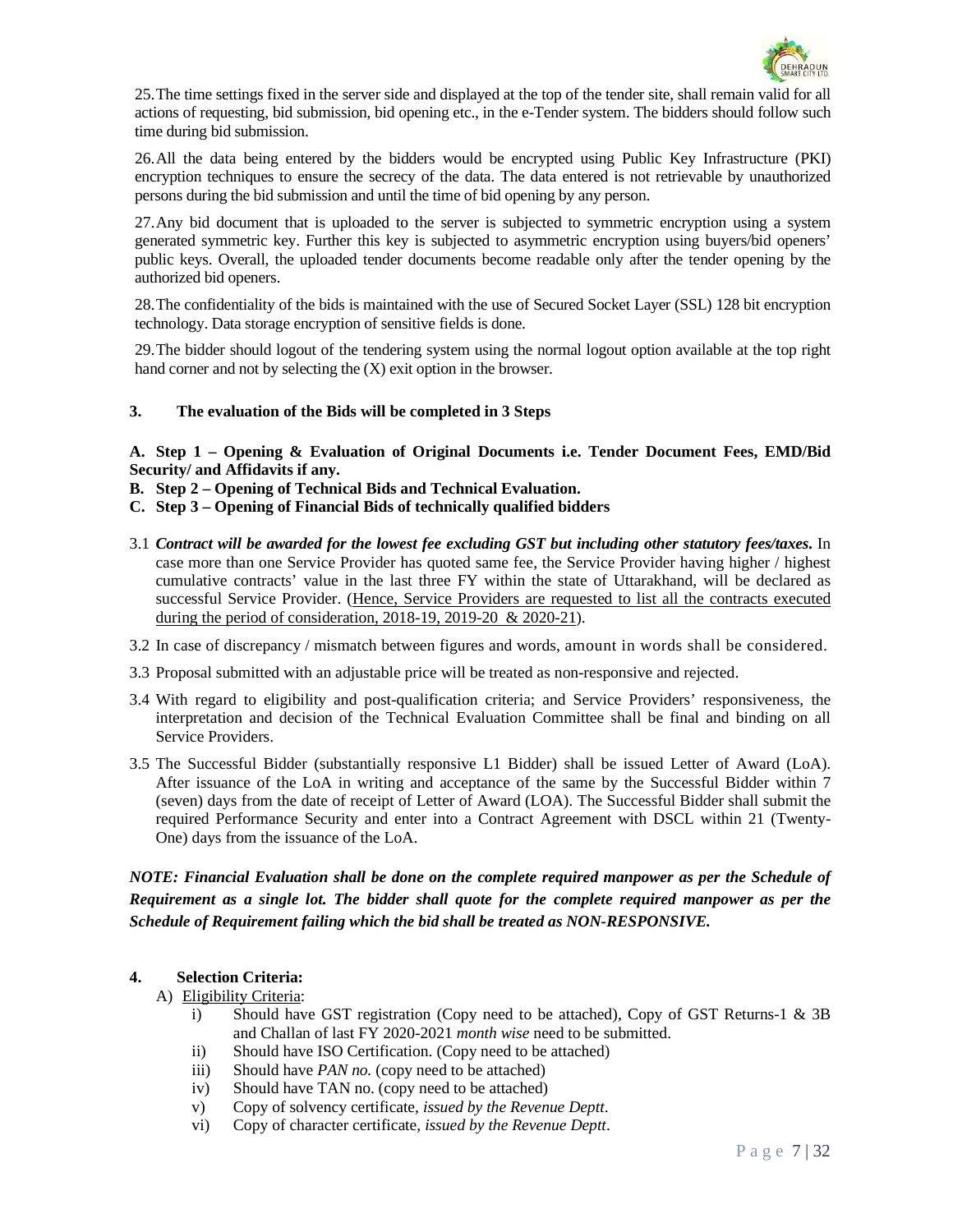25. The time settings fixed in the server side and displayed at the top of the tender site, shall remain valid for all actions of requesting, bid submission, bid opening etc., in the e-Tender system. The bidders should follow such time during bid submission.

26. All the data being entered by the bidders would be encrypted using Public Key Infrastructure (PKI) encryption techniques to ensure the secrecy of the data. The data entered is not retrievable by unauthorized persons during the bid submission and until the time of bid opening by any person.

27. Any bid document that is uploaded to the server is subjected to symmetric encryption using a system generated symmetric key. Further this key is subjected to asymmetric encryption using buyers/bid openers' public keys. Overall, the uploaded tender documents become readable only after the tender opening by the authorized bid openers.

28. The confidentiality of the bids is maintained with the use of Secured Socket Layer (SSL) 128 bit encryption technology. Data storage encryption of sensitive fields is done.

29. The bidder should logout of the tendering system using the normal logout option available at the top right hand corner and not by selecting the (X) exit option in the browser.

### 3. The evaluation of the Bids will be completed in 3 Steps

**A. Step 1 – Opening & Evaluation of Original Documents i.e. Tender Document Fees, EMD/Bid Security/ and Affidavits if any.**

**B. Step 2 – Opening of Technical Bids and Technical Evaluation.**

**C. Step 3 – Opening of Financial Bids of technically qualified bidders**

3.1 ***Contract will be awarded for the lowest fee excluding GST but including other statutory fees/taxes.*** In case more than one Service Provider has quoted same fee, the Service Provider having higher / highest cumulative contracts' value in the last three FY within the state of Uttarakhand, will be declared as successful Service Provider. (<u>Hence, Service Providers are requested to list all the contracts executed during the period of consideration, 2018-19, 2019-20 & 2020-21</u>).

3.2 In case of discrepancy / mismatch between figures and words, amount in words shall be considered.

3.3 Proposal submitted with an adjustable price will be treated as non-responsive and rejected.

3.4 With regard to eligibility and post-qualification criteria; and Service Providers' responsiveness, the interpretation and decision of the Technical Evaluation Committee shall be final and binding on all Service Providers.

3.5 The Successful Bidder (substantially responsive L1 Bidder) shall be issued Letter of Award (LoA). After issuance of the LoA in writing and acceptance of the same by the Successful Bidder within 7 (seven) days from the date of receipt of Letter of Award (LOA). The Successful Bidder shall submit the required Performance Security and enter into a Contract Agreement with DSCL within 21 (Twenty-One) days from the issuance of the LoA.

***NOTE: Financial Evaluation shall be done on the complete required manpower as per the Schedule of Requirement as a single lot. The bidder shall quote for the complete required manpower as per the Schedule of Requirement failing which the bid shall be treated as NON-RESPONSIVE.***

### 4. Selection Criteria:

A) <u>Eligibility Criteria</u>:

i) Should have GST registration (Copy need to be attached), Copy of GST Returns-1 & 3B and Challan of last FY 2020-2021 *month wise* need to be submitted.

ii) Should have ISO Certification. (Copy need to be attached)

iii) Should have *PAN no.* (copy need to be attached)

iv) Should have TAN no. (copy need to be attached)

v) Copy of solvency certificate, *issued by the Revenue Deptt*.

vi) Copy of character certificate, *issued by the Revenue Deptt*.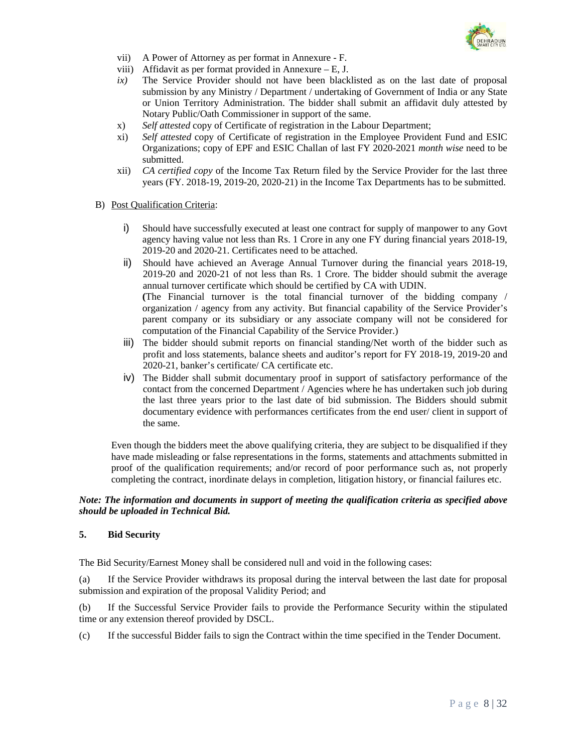vii) A Power of Attorney as per format in Annexure - F.

viii) Affidavit as per format provided in Annexure – E, J.

*ix)* The Service Provider should not have been blacklisted as on the last date of proposal submission by any Ministry / Department / undertaking of Government of India or any State or Union Territory Administration. The bidder shall submit an affidavit duly attested by Notary Public/Oath Commissioner in support of the same.

x) *Self attested* copy of Certificate of registration in the Labour Department;

xi) *Self attested* copy of Certificate of registration in the Employee Provident Fund and ESIC Organizations; copy of EPF and ESIC Challan of last FY 2020-2021 *month wise* need to be submitted.

xii) *CA certified copy* of the Income Tax Return filed by the Service Provider for the last three years (FY. 2018-19, 2019-20, 2020-21) in the Income Tax Departments has to be submitted.

B) Post Qualification Criteria:

i) Should have successfully executed at least one contract for supply of manpower to any Govt agency having value not less than Rs. 1 Crore in any one FY during financial years 2018-19, 2019-20 and 2020-21. Certificates need to be attached.

ii) Should have achieved an Average Annual Turnover during the financial years 2018-19, 2019-20 and 2020-21 of not less than Rs. 1 Crore. The bidder should submit the average annual turnover certificate which should be certified by CA with UDIN.
(The Financial turnover is the total financial turnover of the bidding company / organization / agency from any activity. But financial capability of the Service Provider's parent company or its subsidiary or any associate company will not be considered for computation of the Financial Capability of the Service Provider.)

iii) The bidder should submit reports on financial standing/Net worth of the bidder such as profit and loss statements, balance sheets and auditor's report for FY 2018-19, 2019-20 and 2020-21, banker's certificate/ CA certificate etc.

iv) The Bidder shall submit documentary proof in support of satisfactory performance of the contact from the concerned Department / Agencies where he has undertaken such job during the last three years prior to the last date of bid submission. The Bidders should submit documentary evidence with performances certificates from the end user/ client in support of the same.

Even though the bidders meet the above qualifying criteria, they are subject to be disqualified if they have made misleading or false representations in the forms, statements and attachments submitted in proof of the qualification requirements; and/or record of poor performance such as, not properly completing the contract, inordinate delays in completion, litigation history, or financial failures etc.

***Note: The information and documents in support of meeting the qualification criteria as specified above should be uploaded in Technical Bid.***

### 5. Bid Security

The Bid Security/Earnest Money shall be considered null and void in the following cases:

(a) If the Service Provider withdraws its proposal during the interval between the last date for proposal submission and expiration of the proposal Validity Period; and

(b) If the Successful Service Provider fails to provide the Performance Security within the stipulated time or any extension thereof provided by DSCL.

(c) If the successful Bidder fails to sign the Contract within the time specified in the Tender Document.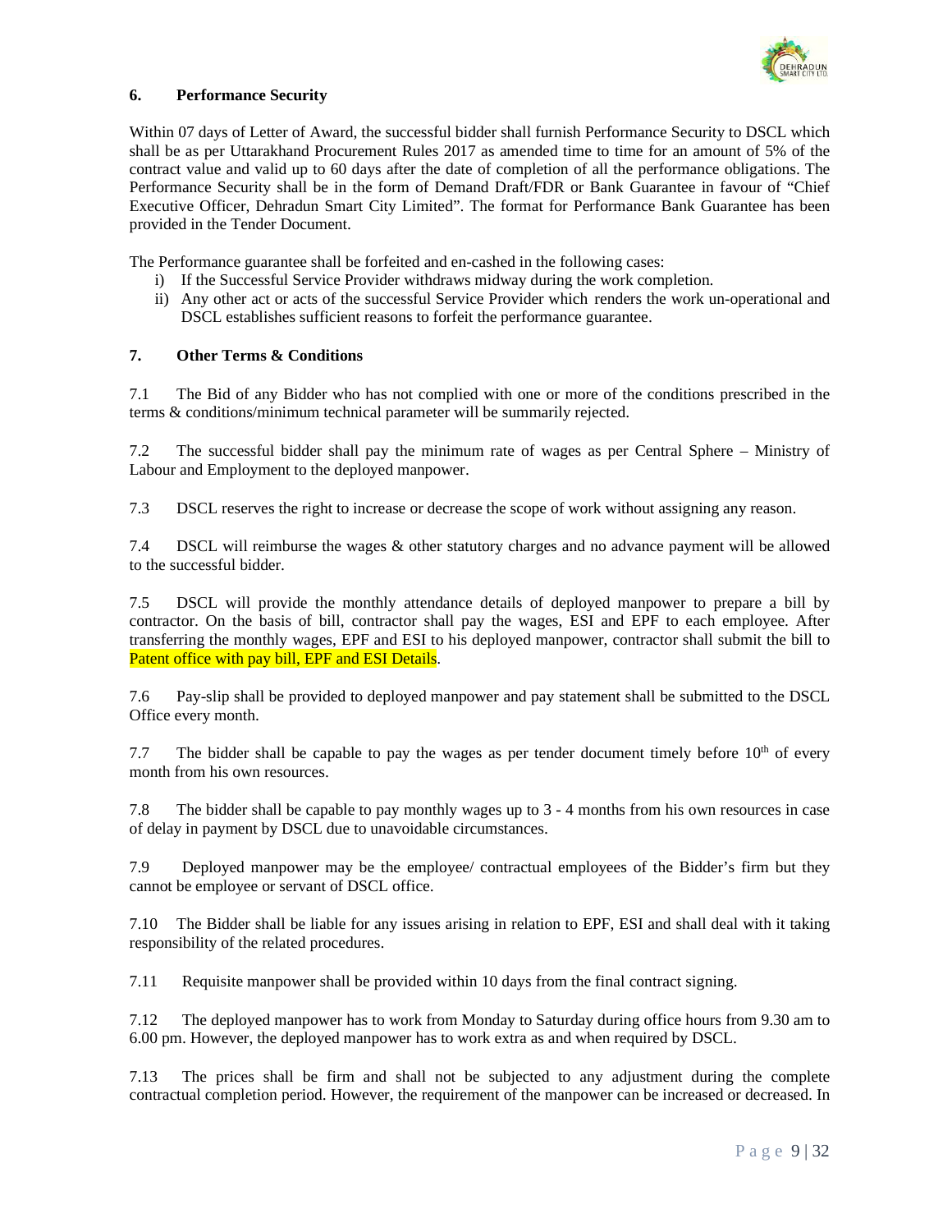## 6. Performance Security

Within 07 days of Letter of Award, the successful bidder shall furnish Performance Security to DSCL which shall be as per Uttarakhand Procurement Rules 2017 as amended time to time for an amount of 5% of the contract value and valid up to 60 days after the date of completion of all the performance obligations. The Performance Security shall be in the form of Demand Draft/FDR or Bank Guarantee in favour of "Chief Executive Officer, Dehradun Smart City Limited". The format for Performance Bank Guarantee has been provided in the Tender Document.

The Performance guarantee shall be forfeited and en-cashed in the following cases:

i) If the Successful Service Provider withdraws midway during the work completion.
ii) Any other act or acts of the successful Service Provider which renders the work un-operational and DSCL establishes sufficient reasons to forfeit the performance guarantee.

## 7. Other Terms & Conditions

7.1 The Bid of any Bidder who has not complied with one or more of the conditions prescribed in the terms & conditions/minimum technical parameter will be summarily rejected.

7.2 The successful bidder shall pay the minimum rate of wages as per Central Sphere – Ministry of Labour and Employment to the deployed manpower.

7.3 DSCL reserves the right to increase or decrease the scope of work without assigning any reason.

7.4 DSCL will reimburse the wages & other statutory charges and no advance payment will be allowed to the successful bidder.

7.5 DSCL will provide the monthly attendance details of deployed manpower to prepare a bill by contractor. On the basis of bill, contractor shall pay the wages, ESI and EPF to each employee. After transferring the monthly wages, EPF and ESI to his deployed manpower, contractor shall submit the bill to Patent office with pay bill, EPF and ESI Details.

7.6 Pay-slip shall be provided to deployed manpower and pay statement shall be submitted to the DSCL Office every month.

7.7 The bidder shall be capable to pay the wages as per tender document timely before 10th of every month from his own resources.

7.8 The bidder shall be capable to pay monthly wages up to 3 - 4 months from his own resources in case of delay in payment by DSCL due to unavoidable circumstances.

7.9 Deployed manpower may be the employee/ contractual employees of the Bidder's firm but they cannot be employee or servant of DSCL office.

7.10 The Bidder shall be liable for any issues arising in relation to EPF, ESI and shall deal with it taking responsibility of the related procedures.

7.11 Requisite manpower shall be provided within 10 days from the final contract signing.

7.12 The deployed manpower has to work from Monday to Saturday during office hours from 9.30 am to 6.00 pm. However, the deployed manpower has to work extra as and when required by DSCL.

7.13 The prices shall be firm and shall not be subjected to any adjustment during the complete contractual completion period. However, the requirement of the manpower can be increased or decreased. In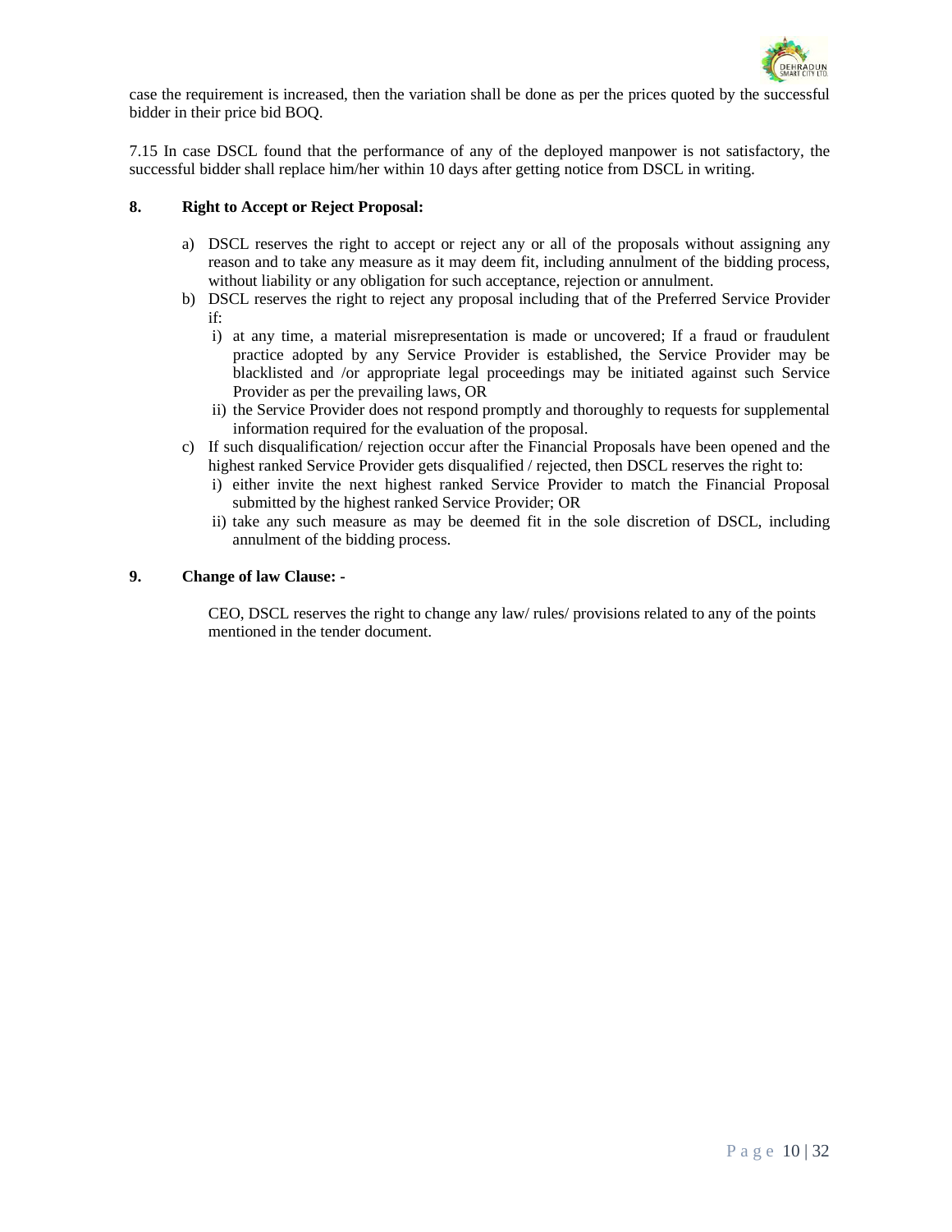case the requirement is increased, then the variation shall be done as per the prices quoted by the successful bidder in their price bid BOQ.

7.15 In case DSCL found that the performance of any of the deployed manpower is not satisfactory, the successful bidder shall replace him/her within 10 days after getting notice from DSCL in writing.

**8. Right to Accept or Reject Proposal:**

a) DSCL reserves the right to accept or reject any or all of the proposals without assigning any reason and to take any measure as it may deem fit, including annulment of the bidding process, without liability or any obligation for such acceptance, rejection or annulment.

b) DSCL reserves the right to reject any proposal including that of the Preferred Service Provider if:

   i) at any time, a material misrepresentation is made or uncovered; If a fraud or fraudulent practice adopted by any Service Provider is established, the Service Provider may be blacklisted and /or appropriate legal proceedings may be initiated against such Service Provider as per the prevailing laws, OR

   ii) the Service Provider does not respond promptly and thoroughly to requests for supplemental information required for the evaluation of the proposal.

c) If such disqualification/ rejection occur after the Financial Proposals have been opened and the highest ranked Service Provider gets disqualified / rejected, then DSCL reserves the right to:

   i) either invite the next highest ranked Service Provider to match the Financial Proposal submitted by the highest ranked Service Provider; OR

   ii) take any such measure as may be deemed fit in the sole discretion of DSCL, including annulment of the bidding process.

**9. Change of law Clause: -**

CEO, DSCL reserves the right to change any law/ rules/ provisions related to any of the points mentioned in the tender document.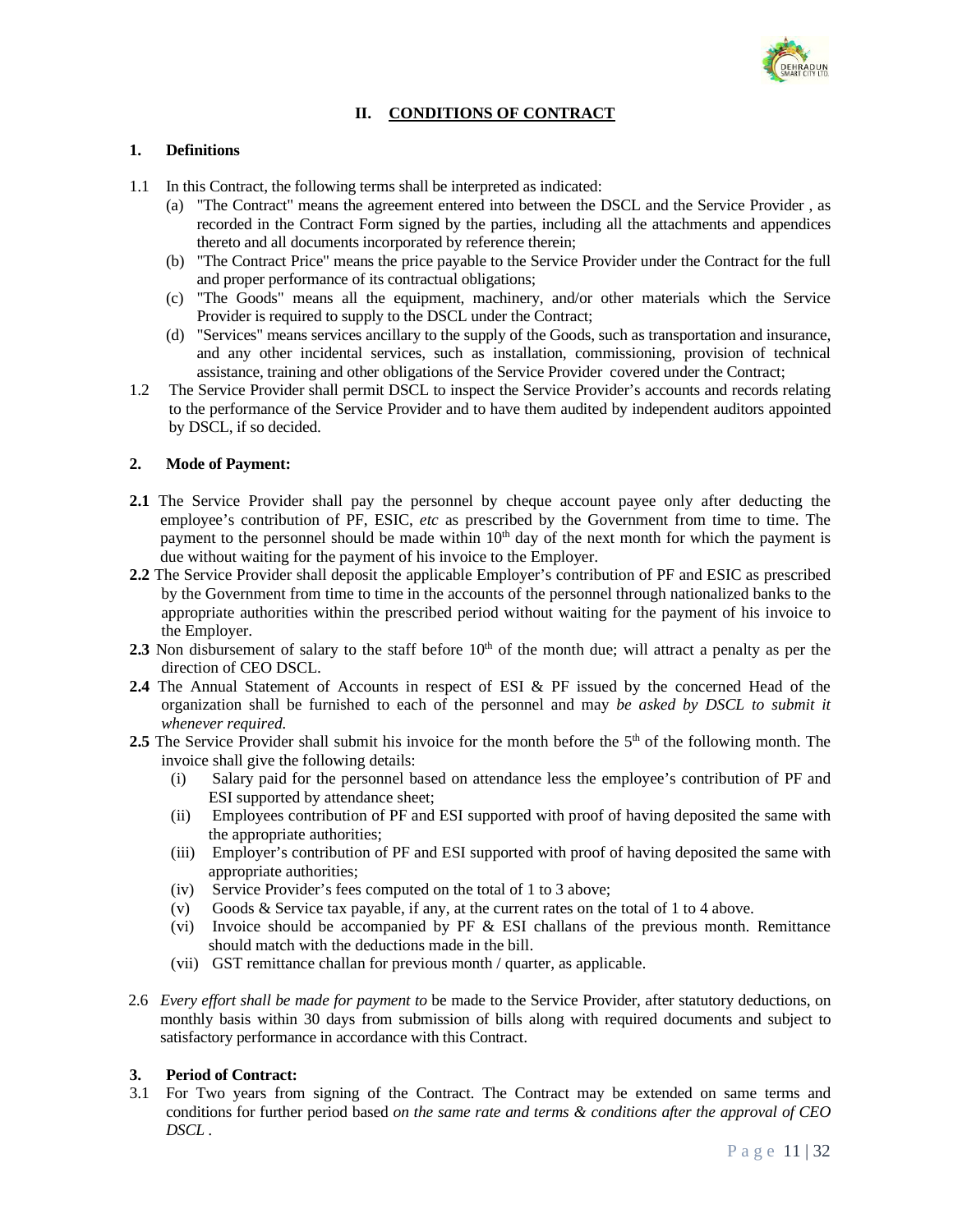## II. CONDITIONS OF CONTRACT

### 1. Definitions

1.1 In this Contract, the following terms shall be interpreted as indicated:

(a) "The Contract" means the agreement entered into between the DSCL and the Service Provider , as recorded in the Contract Form signed by the parties, including all the attachments and appendices thereto and all documents incorporated by reference therein;

(b) "The Contract Price" means the price payable to the Service Provider under the Contract for the full and proper performance of its contractual obligations;

(c) "The Goods" means all the equipment, machinery, and/or other materials which the Service Provider is required to supply to the DSCL under the Contract;

(d) "Services" means services ancillary to the supply of the Goods, such as transportation and insurance, and any other incidental services, such as installation, commissioning, provision of technical assistance, training and other obligations of the Service Provider covered under the Contract;

1.2 The Service Provider shall permit DSCL to inspect the Service Provider's accounts and records relating to the performance of the Service Provider and to have them audited by independent auditors appointed by DSCL, if so decided.

### 2. Mode of Payment:

**2.1** The Service Provider shall pay the personnel by cheque account payee only after deducting the employee's contribution of PF, ESIC, *etc* as prescribed by the Government from time to time. The payment to the personnel should be made within 10th day of the next month for which the payment is due without waiting for the payment of his invoice to the Employer.

**2.2** The Service Provider shall deposit the applicable Employer's contribution of PF and ESIC as prescribed by the Government from time to time in the accounts of the personnel through nationalized banks to the appropriate authorities within the prescribed period without waiting for the payment of his invoice to the Employer.

**2.3** Non disbursement of salary to the staff before 10th of the month due; will attract a penalty as per the direction of CEO DSCL.

**2.4** The Annual Statement of Accounts in respect of ESI & PF issued by the concerned Head of the organization shall be furnished to each of the personnel and may *be asked by DSCL to submit it whenever required.*

**2.5** The Service Provider shall submit his invoice for the month before the 5th of the following month. The invoice shall give the following details:

(i) Salary paid for the personnel based on attendance less the employee's contribution of PF and ESI supported by attendance sheet;

(ii) Employees contribution of PF and ESI supported with proof of having deposited the same with the appropriate authorities;

(iii) Employer's contribution of PF and ESI supported with proof of having deposited the same with appropriate authorities;

(iv) Service Provider's fees computed on the total of 1 to 3 above;

(v) Goods & Service tax payable, if any, at the current rates on the total of 1 to 4 above.

(vi) Invoice should be accompanied by PF & ESI challans of the previous month. Remittance should match with the deductions made in the bill.

(vii) GST remittance challan for previous month / quarter, as applicable.

2.6 *Every effort shall be made for payment to* be made to the Service Provider, after statutory deductions, on monthly basis within 30 days from submission of bills along with required documents and subject to satisfactory performance in accordance with this Contract.

### 3. Period of Contract:

3.1 For Two years from signing of the Contract. The Contract may be extended on same terms and conditions for further period based *on the same rate and terms & conditions after the approval of CEO DSCL* .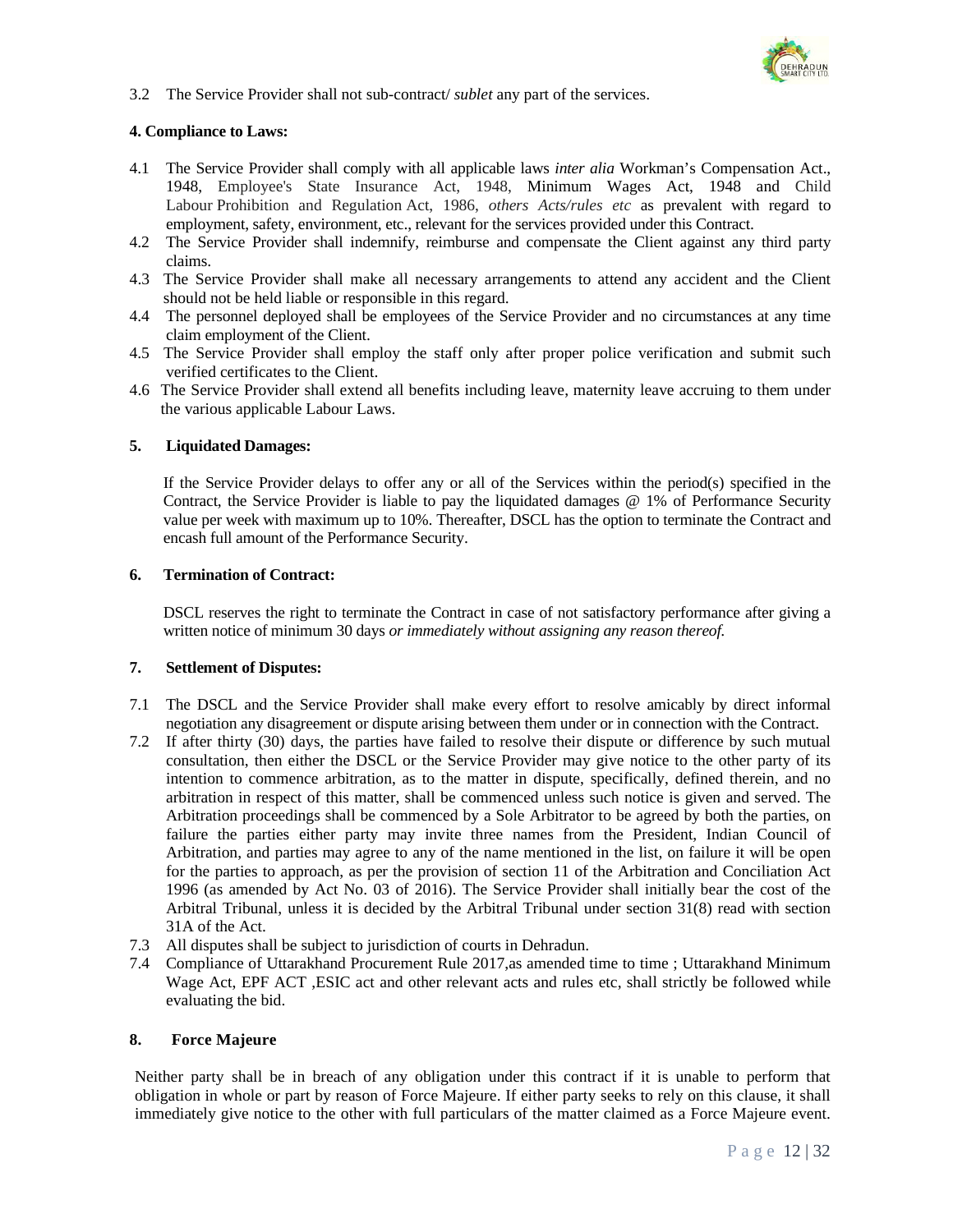3.2 The Service Provider shall not sub-contract/ *sublet* any part of the services.

**4. Compliance to Laws:**

4.1 The Service Provider shall comply with all applicable laws *inter alia* Workman's Compensation Act., 1948, Employee's State Insurance Act, 1948, Minimum Wages Act, 1948 and Child Labour Prohibition and Regulation Act, 1986, *others Acts/rules etc* as prevalent with regard to employment, safety, environment, etc., relevant for the services provided under this Contract.

4.2 The Service Provider shall indemnify, reimburse and compensate the Client against any third party claims.

4.3 The Service Provider shall make all necessary arrangements to attend any accident and the Client should not be held liable or responsible in this regard.

4.4 The personnel deployed shall be employees of the Service Provider and no circumstances at any time claim employment of the Client.

4.5 The Service Provider shall employ the staff only after proper police verification and submit such verified certificates to the Client.

4.6 The Service Provider shall extend all benefits including leave, maternity leave accruing to them under the various applicable Labour Laws.

**5. Liquidated Damages:**

If the Service Provider delays to offer any or all of the Services within the period(s) specified in the Contract, the Service Provider is liable to pay the liquidated damages @ 1% of Performance Security value per week with maximum up to 10%. Thereafter, DSCL has the option to terminate the Contract and encash full amount of the Performance Security.

**6. Termination of Contract:**

DSCL reserves the right to terminate the Contract in case of not satisfactory performance after giving a written notice of minimum 30 days *or immediately without assigning any reason thereof.*

**7. Settlement of Disputes:**

7.1 The DSCL and the Service Provider shall make every effort to resolve amicably by direct informal negotiation any disagreement or dispute arising between them under or in connection with the Contract.

7.2 If after thirty (30) days, the parties have failed to resolve their dispute or difference by such mutual consultation, then either the DSCL or the Service Provider may give notice to the other party of its intention to commence arbitration, as to the matter in dispute, specifically, defined therein, and no arbitration in respect of this matter, shall be commenced unless such notice is given and served. The Arbitration proceedings shall be commenced by a Sole Arbitrator to be agreed by both the parties, on failure the parties either party may invite three names from the President, Indian Council of Arbitration, and parties may agree to any of the name mentioned in the list, on failure it will be open for the parties to approach, as per the provision of section 11 of the Arbitration and Conciliation Act 1996 (as amended by Act No. 03 of 2016). The Service Provider shall initially bear the cost of the Arbitral Tribunal, unless it is decided by the Arbitral Tribunal under section 31(8) read with section 31A of the Act.

7.3 All disputes shall be subject to jurisdiction of courts in Dehradun.

7.4 Compliance of Uttarakhand Procurement Rule 2017,as amended time to time ; Uttarakhand Minimum Wage Act, EPF ACT ,ESIC act and other relevant acts and rules etc, shall strictly be followed while evaluating the bid.

**8. Force Majeure**

Neither party shall be in breach of any obligation under this contract if it is unable to perform that obligation in whole or part by reason of Force Majeure. If either party seeks to rely on this clause, it shall immediately give notice to the other with full particulars of the matter claimed as a Force Majeure event.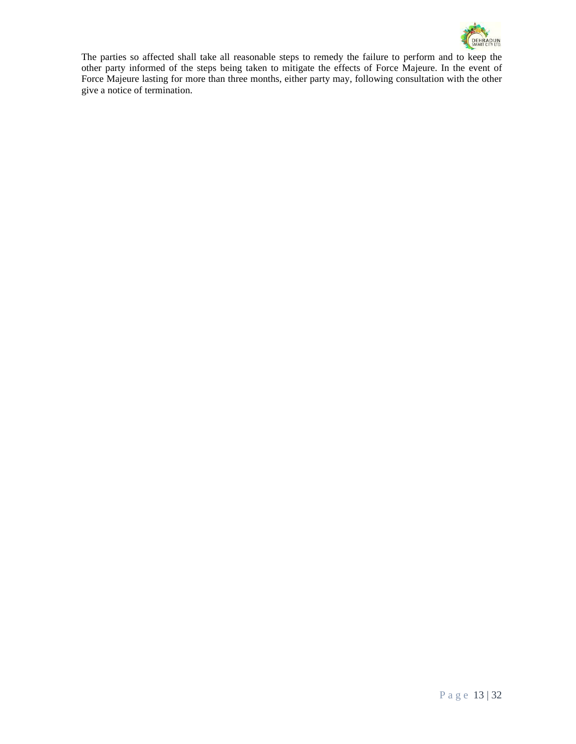The parties so affected shall take all reasonable steps to remedy the failure to perform and to keep the other party informed of the steps being taken to mitigate the effects of Force Majeure. In the event of Force Majeure lasting for more than three months, either party may, following consultation with the other give a notice of termination.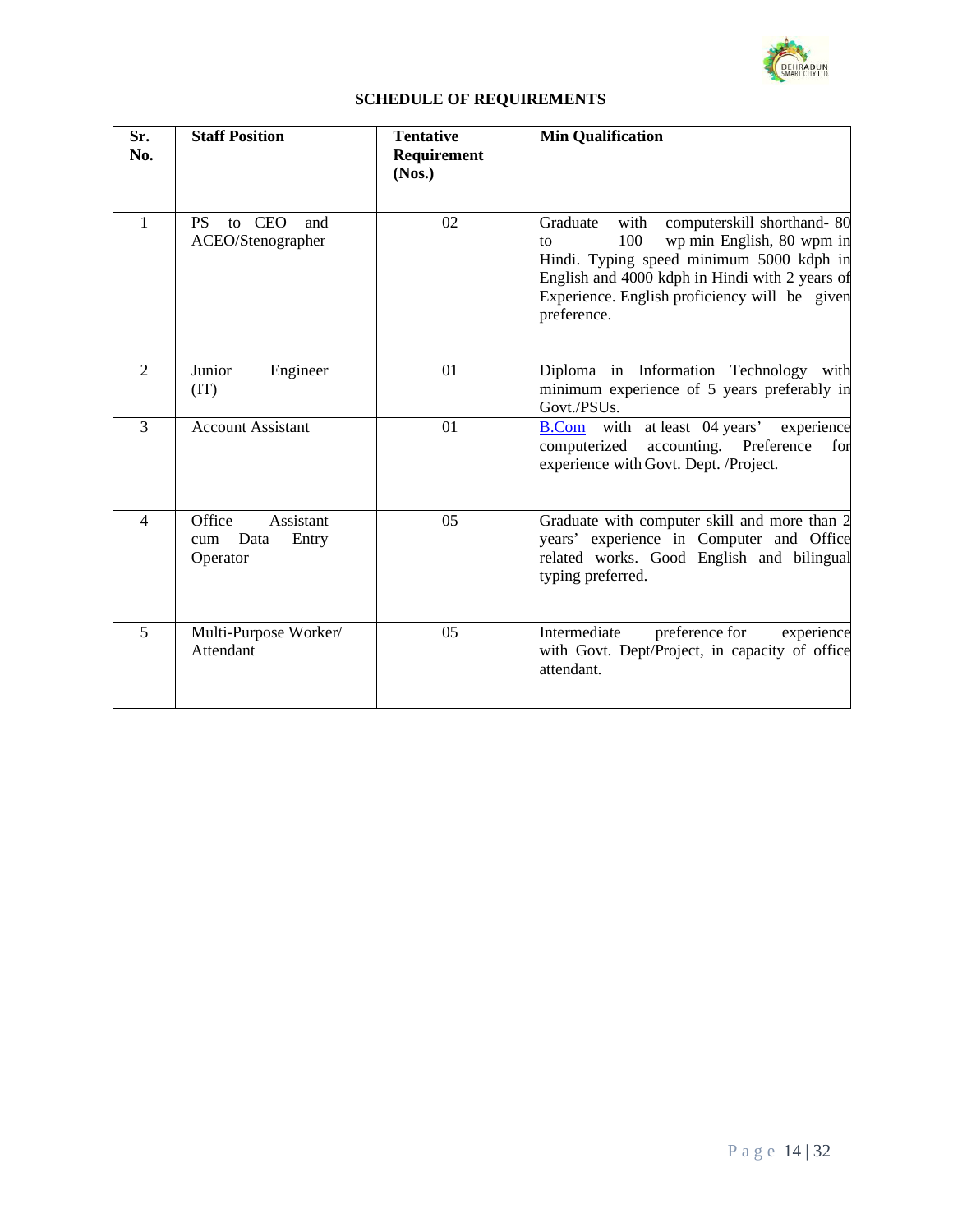## SCHEDULE OF REQUIREMENTS

| Sr. No. | Staff Position | Tentative Requirement (Nos.) | Min Qualification |
|---|---|---|---|
| 1 | PS to CEO and ACEO/Stenographer | 02 | Graduate with computerskill shorthand- 80 to 100 wp min English, 80 wpm in Hindi. Typing speed minimum 5000 kdph in English and 4000 kdph in Hindi with 2 years of Experience. English proficiency will be given preference. |
| 2 | Junior Engineer (IT) | 01 | Diploma in Information Technology with minimum experience of 5 years preferably in Govt./PSUs. |
| 3 | Account Assistant | 01 | B.Com with at least 04 years' experience computerized accounting. Preference for experience with Govt. Dept. /Project. |
| 4 | Office Assistant cum Data Entry Operator | 05 | Graduate with computer skill and more than 2 years' experience in Computer and Office related works. Good English and bilingual typing preferred. |
| 5 | Multi-Purpose Worker/ Attendant | 05 | Intermediate preference for experience with Govt. Dept/Project, in capacity of office attendant. |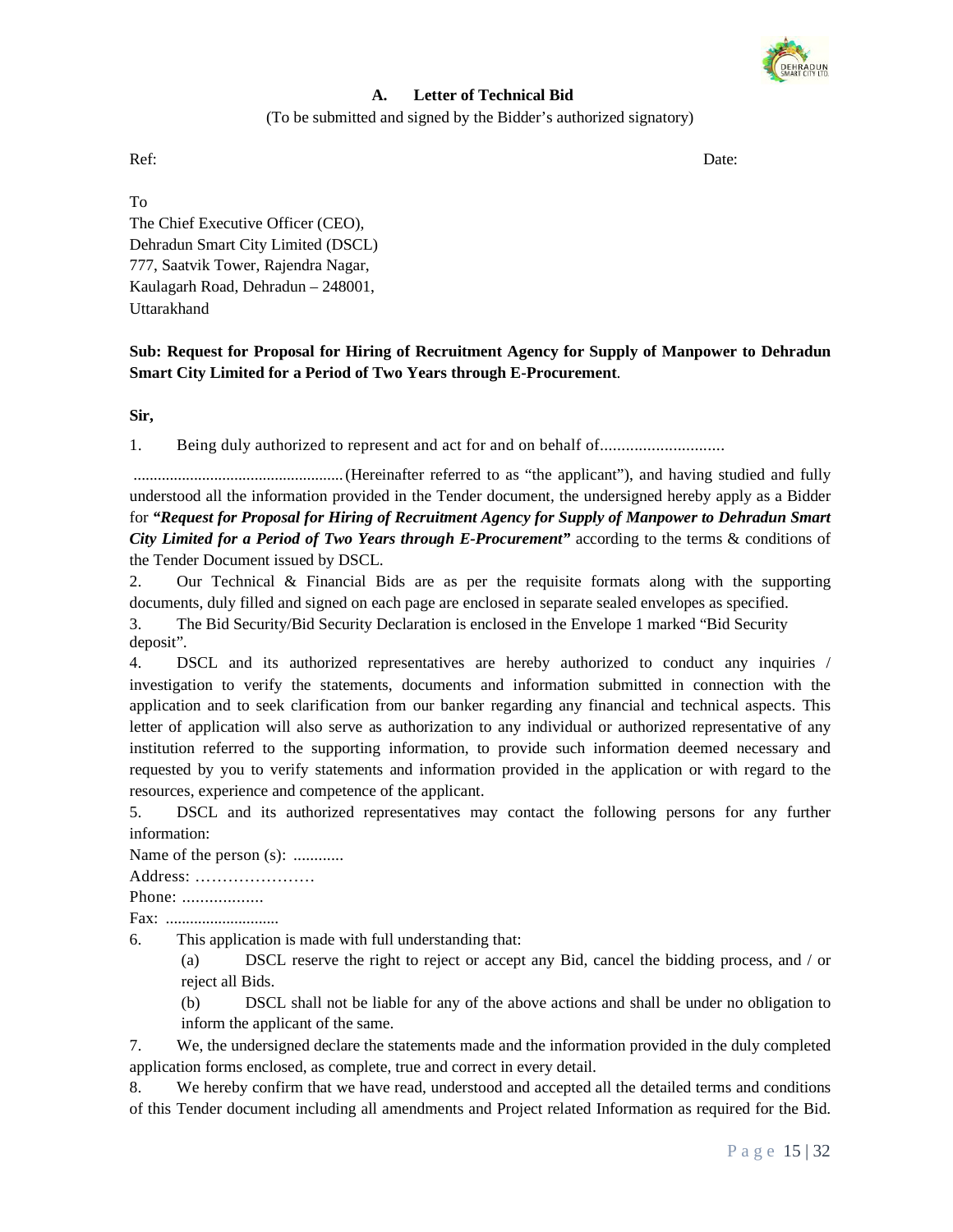## A. Letter of Technical Bid

(To be submitted and signed by the Bidder's authorized signatory)

Ref: Date:

To
The Chief Executive Officer (CEO),
Dehradun Smart City Limited (DSCL)
777, Saatvik Tower, Rajendra Nagar,
Kaulagarh Road, Dehradun – 248001,
Uttarakhand

**Sub: Request for Proposal for Hiring of Recruitment Agency for Supply of Manpower to Dehradun Smart City Limited for a Period of Two Years through E-Procurement**.

**Sir,**

1. Being duly authorized to represent and act for and on behalf of.............................

................................................... (Hereinafter referred to as "the applicant"), and having studied and fully understood all the information provided in the Tender document, the undersigned hereby apply as a Bidder for ***"Request for Proposal for Hiring of Recruitment Agency for Supply of Manpower to Dehradun Smart City Limited for a Period of Two Years through E-Procurement"*** according to the terms & conditions of the Tender Document issued by DSCL.

2. Our Technical & Financial Bids are as per the requisite formats along with the supporting documents, duly filled and signed on each page are enclosed in separate sealed envelopes as specified.

3. The Bid Security/Bid Security Declaration is enclosed in the Envelope 1 marked "Bid Security deposit".

4. DSCL and its authorized representatives are hereby authorized to conduct any inquiries / investigation to verify the statements, documents and information submitted in connection with the application and to seek clarification from our banker regarding any financial and technical aspects. This letter of application will also serve as authorization to any individual or authorized representative of any institution referred to the supporting information, to provide such information deemed necessary and requested by you to verify statements and information provided in the application or with regard to the resources, experience and competence of the applicant.

5. DSCL and its authorized representatives may contact the following persons for any further information:

Name of the person (s): ............
Address: …………………
Phone: ..................
Fax: ............................

6. This application is made with full understanding that:

   (a) DSCL reserve the right to reject or accept any Bid, cancel the bidding process, and / or reject all Bids.

   (b) DSCL shall not be liable for any of the above actions and shall be under no obligation to inform the applicant of the same.

7. We, the undersigned declare the statements made and the information provided in the duly completed application forms enclosed, as complete, true and correct in every detail.

8. We hereby confirm that we have read, understood and accepted all the detailed terms and conditions of this Tender document including all amendments and Project related Information as required for the Bid.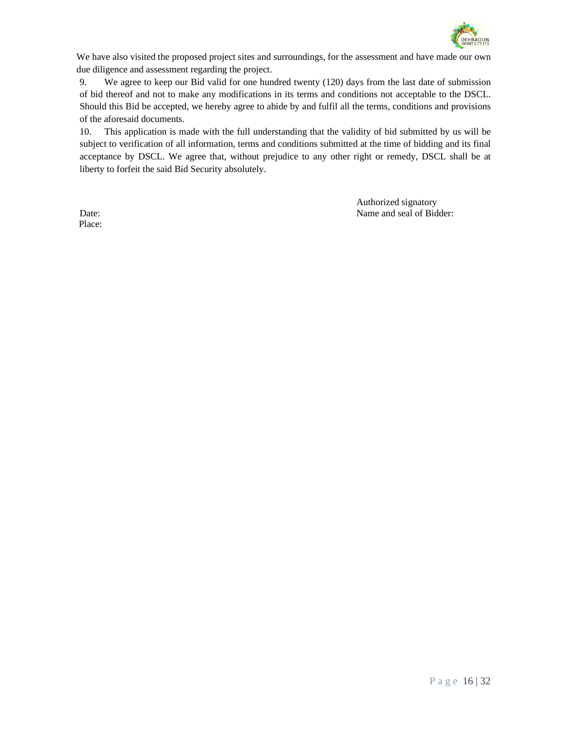We have also visited the proposed project sites and surroundings, for the assessment and have made our own due diligence and assessment regarding the project.

9. We agree to keep our Bid valid for one hundred twenty (120) days from the last date of submission of bid thereof and not to make any modifications in its terms and conditions not acceptable to the DSCL. Should this Bid be accepted, we hereby agree to abide by and fulfil all the terms, conditions and provisions of the aforesaid documents.

10. This application is made with the full understanding that the validity of bid submitted by us will be subject to verification of all information, terms and conditions submitted at the time of bidding and its final acceptance by DSCL. We agree that, without prejudice to any other right or remedy, DSCL shall be at liberty to forfeit the said Bid Security absolutely.

Authorized signatory

Date:

Name and seal of Bidder:

Place: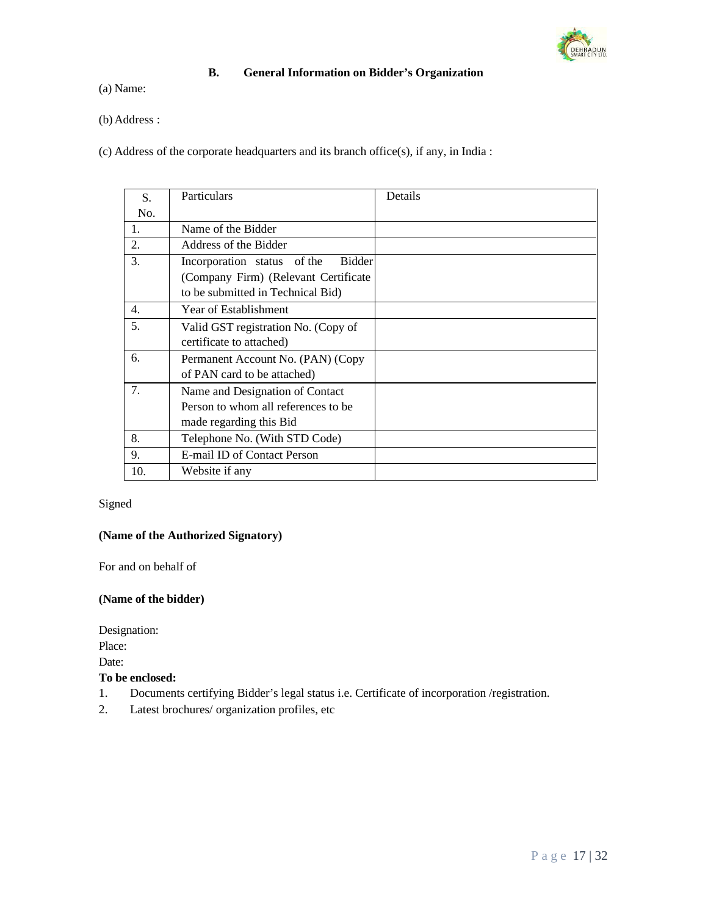## B. General Information on Bidder's Organization

(a) Name:

(b) Address :

(c) Address of the corporate headquarters and its branch office(s), if any, in India :

| S. No. | Particulars | Details |
|---|---|---|
| 1. | Name of the Bidder | |
| 2. | Address of the Bidder | |
| 3. | Incorporation status of the Bidder (Company Firm) (Relevant Certificate to be submitted in Technical Bid) | |
| 4. | Year of Establishment | |
| 5. | Valid GST registration No. (Copy of certificate to attached) | |
| 6. | Permanent Account No. (PAN) (Copy of PAN card to be attached) | |
| 7. | Name and Designation of Contact Person to whom all references to be made regarding this Bid | |
| 8. | Telephone No. (With STD Code) | |
| 9. | E-mail ID of Contact Person | |
| 10. | Website if any | |

Signed

**(Name of the Authorized Signatory)**

For and on behalf of

**(Name of the bidder)**

Designation:

Place:

Date:

**To be enclosed:**

1. Documents certifying Bidder's legal status i.e. Certificate of incorporation /registration.
2. Latest brochures/ organization profiles, etc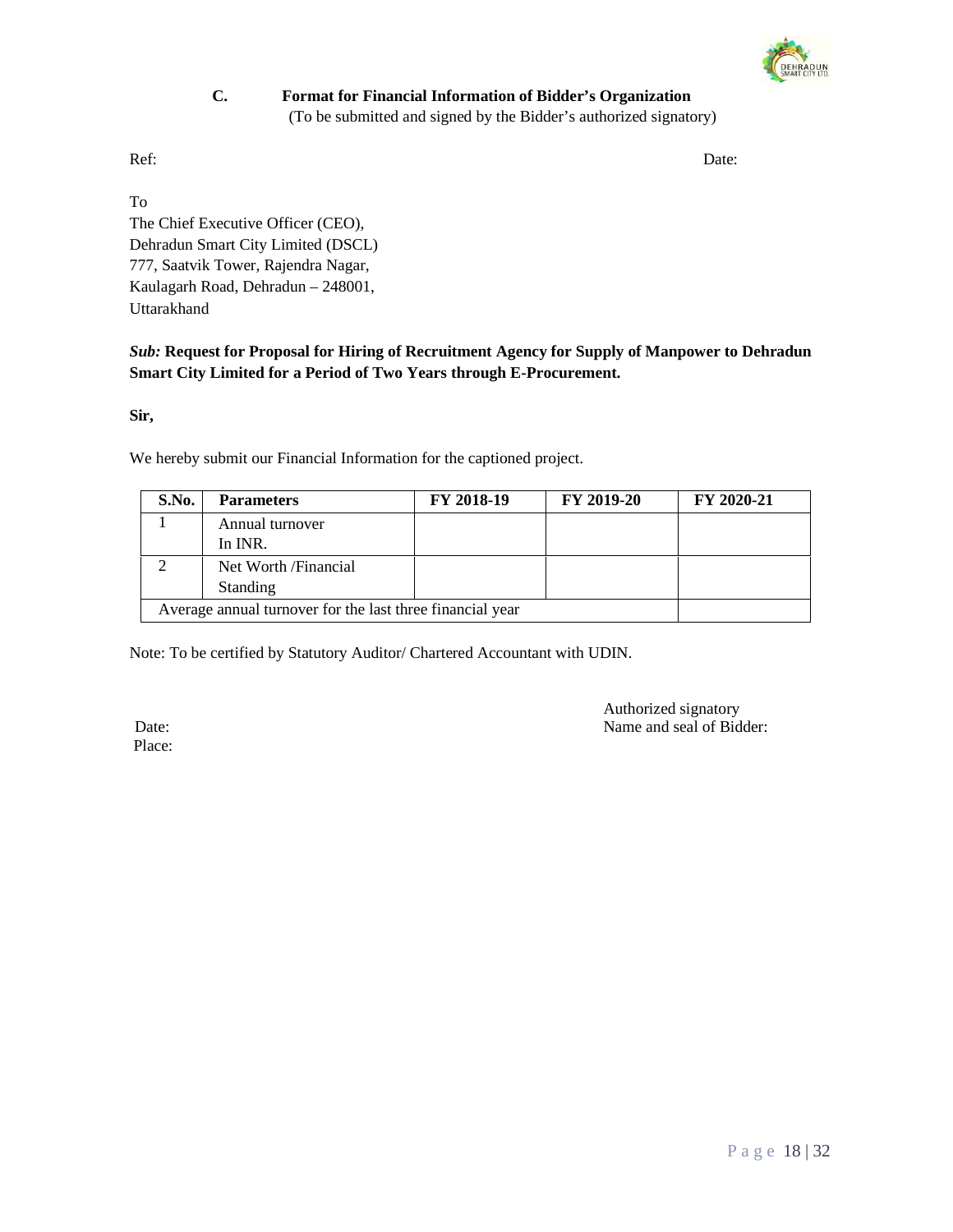### C. Format for Financial Information of Bidder's Organization

(To be submitted and signed by the Bidder's authorized signatory)

Ref: Date:

To
The Chief Executive Officer (CEO),
Dehradun Smart City Limited (DSCL)
777, Saatvik Tower, Rajendra Nagar,
Kaulagarh Road, Dehradun – 248001,
Uttarakhand

***Sub:*** **Request for Proposal for Hiring of Recruitment Agency for Supply of Manpower to Dehradun Smart City Limited for a Period of Two Years through E-Procurement.**

**Sir,**

We hereby submit our Financial Information for the captioned project.

| S.No. | Parameters | FY 2018-19 | FY 2019-20 | FY 2020-21 |
|---|---|---|---|---|
| 1 | Annual turnover In INR. | | | |
| 2 | Net Worth /Financial Standing | | | |
| Average annual turnover for the last three financial year | | | | |

Note: To be certified by Statutory Auditor/ Chartered Accountant with UDIN.

Authorized signatory
Name and seal of Bidder:

Date:
Place: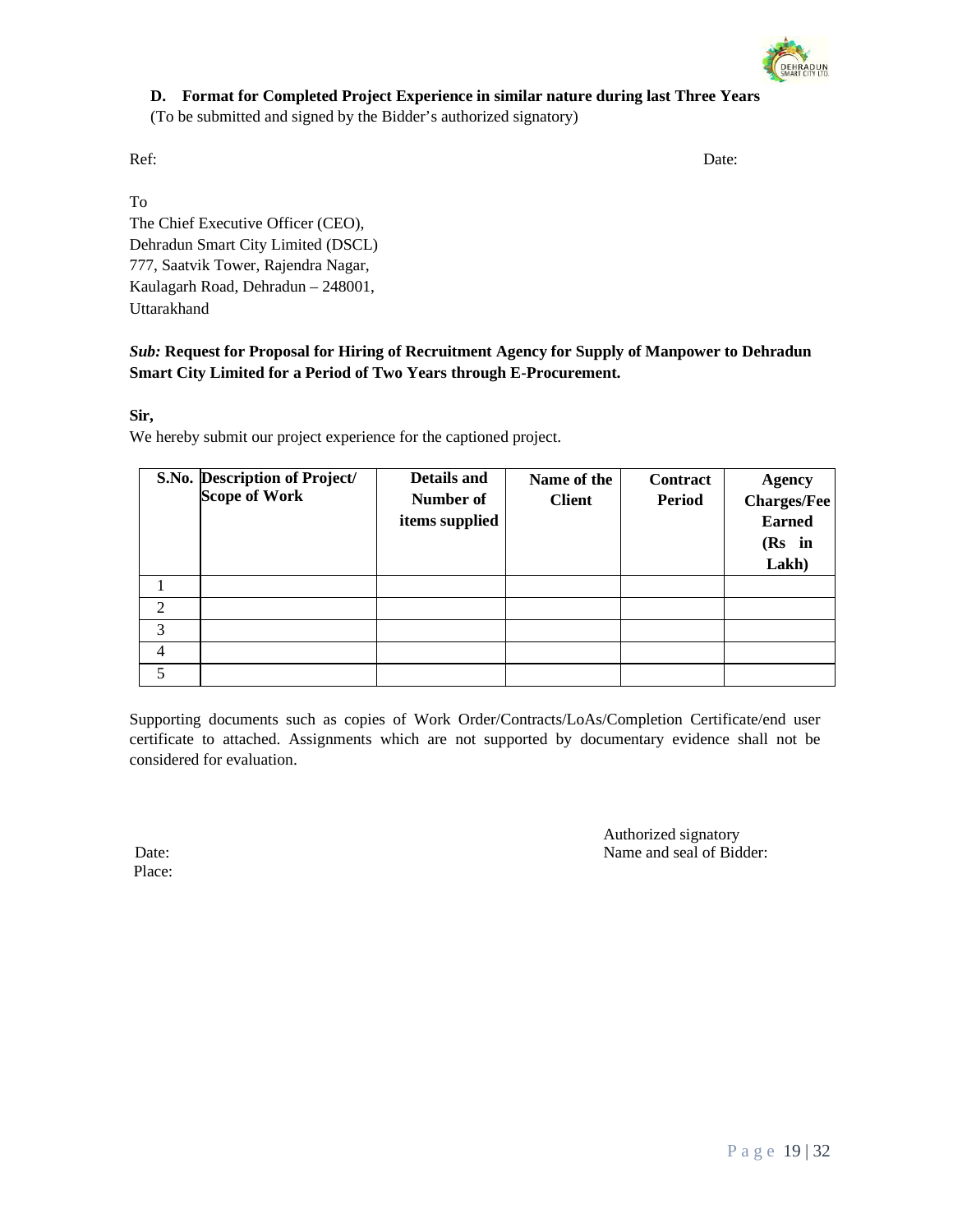### D. Format for Completed Project Experience in similar nature during last Three Years

(To be submitted and signed by the Bidder's authorized signatory)

Ref: Date:

To
The Chief Executive Officer (CEO),
Dehradun Smart City Limited (DSCL)
777, Saatvik Tower, Rajendra Nagar,
Kaulagarh Road, Dehradun – 248001,
Uttarakhand

***Sub:*** **Request for Proposal for Hiring of Recruitment Agency for Supply of Manpower to Dehradun Smart City Limited for a Period of Two Years through E-Procurement.**

**Sir,**

We hereby submit our project experience for the captioned project.

| S.No. | Description of Project/ Scope of Work | Details and Number of items supplied | Name of the Client | Contract Period | Agency Charges/Fee Earned (Rs in Lakh) |
|---|---|---|---|---|---|
| 1 | | | | | |
| 2 | | | | | |
| 3 | | | | | |
| 4 | | | | | |
| 5 | | | | | |

Supporting documents such as copies of Work Order/Contracts/LoAs/Completion Certificate/end user certificate to attached. Assignments which are not supported by documentary evidence shall not be considered for evaluation.

Authorized signatory
Name and seal of Bidder:

Date:
Place: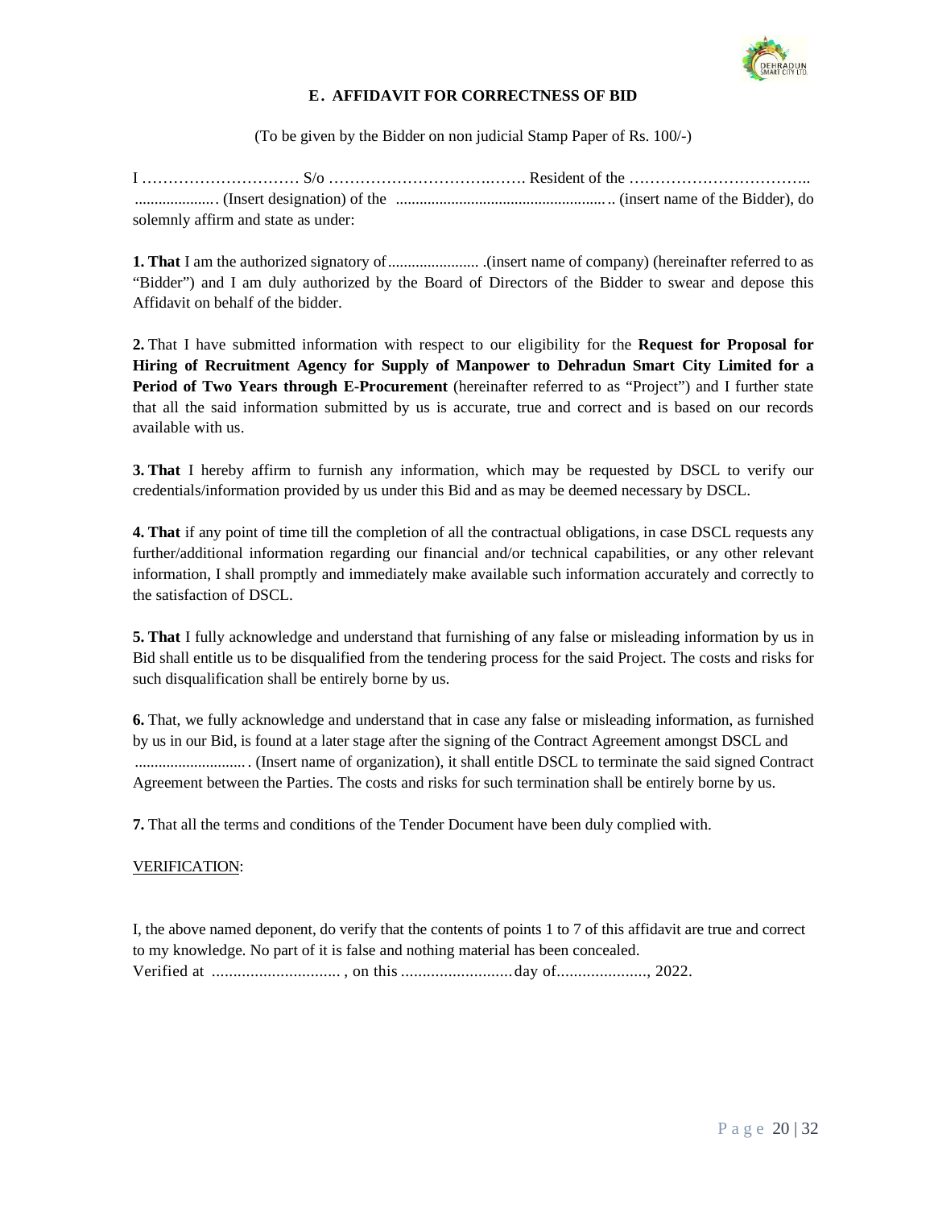## E. AFFIDAVIT FOR CORRECTNESS OF BID

(To be given by the Bidder on non judicial Stamp Paper of Rs. 100/-)

I ………………………… S/o …………………………..……. Resident of the ……………………………..
..................... (Insert designation) of the ...................................................... (insert name of the Bidder), do solemnly affirm and state as under:

**1. That** I am the authorized signatory of....................... .(insert name of company) (hereinafter referred to as "Bidder") and I am duly authorized by the Board of Directors of the Bidder to swear and depose this Affidavit on behalf of the bidder.

**2.** That I have submitted information with respect to our eligibility for the **Request for Proposal for Hiring of Recruitment Agency for Supply of Manpower to Dehradun Smart City Limited for a Period of Two Years through E-Procurement** (hereinafter referred to as "Project") and I further state that all the said information submitted by us is accurate, true and correct and is based on our records available with us.

**3. That** I hereby affirm to furnish any information, which may be requested by DSCL to verify our credentials/information provided by us under this Bid and as may be deemed necessary by DSCL.

**4. That** if any point of time till the completion of all the contractual obligations, in case DSCL requests any further/additional information regarding our financial and/or technical capabilities, or any other relevant information, I shall promptly and immediately make available such information accurately and correctly to the satisfaction of DSCL.

**5. That** I fully acknowledge and understand that furnishing of any false or misleading information by us in Bid shall entitle us to be disqualified from the tendering process for the said Project. The costs and risks for such disqualification shall be entirely borne by us.

**6.** That, we fully acknowledge and understand that in case any false or misleading information, as furnished by us in our Bid, is found at a later stage after the signing of the Contract Agreement amongst DSCL and ............................. (Insert name of organization), it shall entitle DSCL to terminate the said signed Contract Agreement between the Parties. The costs and risks for such termination shall be entirely borne by us.

**7.** That all the terms and conditions of the Tender Document have been duly complied with.

VERIFICATION:

I, the above named deponent, do verify that the contents of points 1 to 7 of this affidavit are true and correct to my knowledge. No part of it is false and nothing material has been concealed.
Verified at .............................. , on this ..........................day of....................., 2022.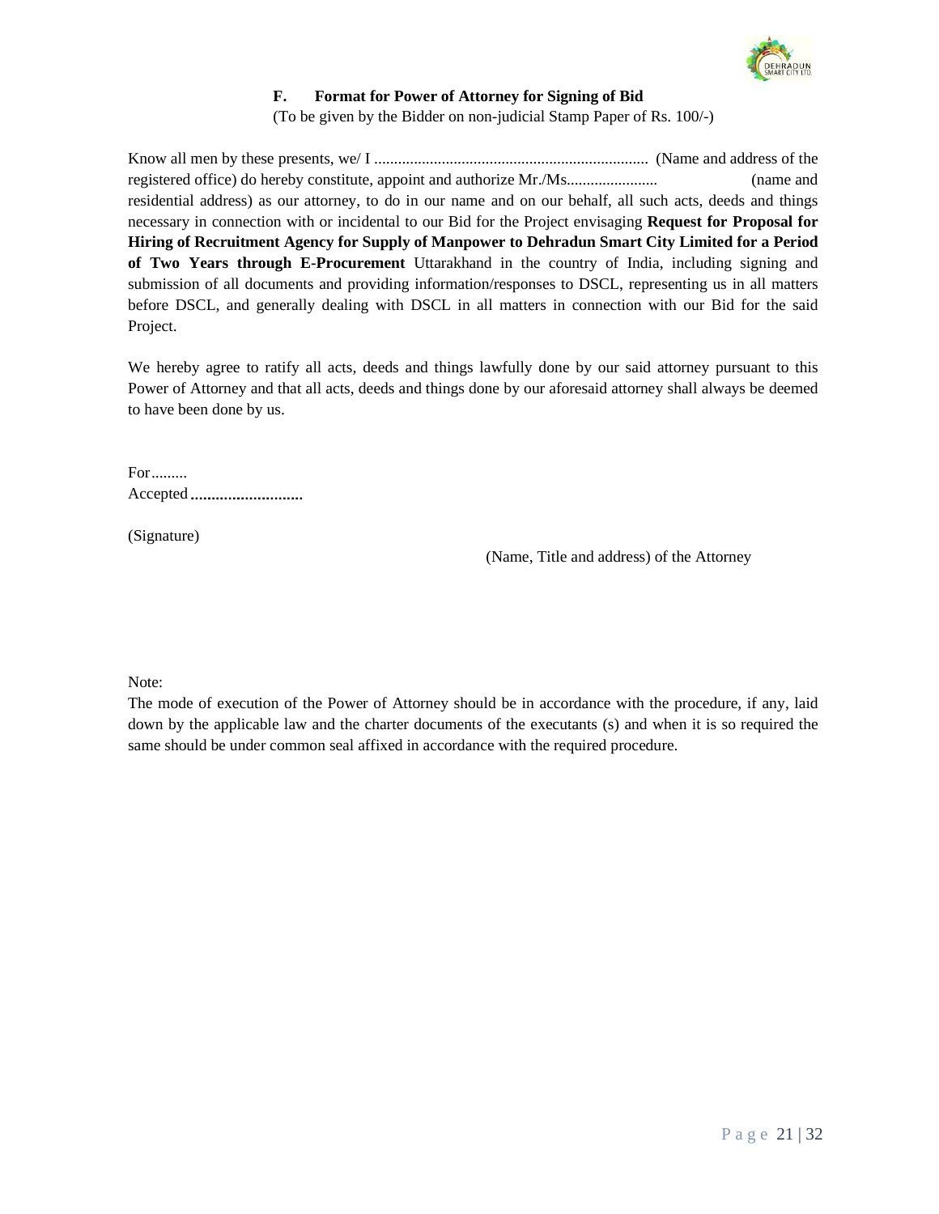### F. Format for Power of Attorney for Signing of Bid

(To be given by the Bidder on non-judicial Stamp Paper of Rs. 100/-)

Know all men by these presents, we/ I ..................................................................... (Name and address of the registered office) do hereby constitute, appoint and authorize Mr./Ms....................... (name and residential address) as our attorney, to do in our name and on our behalf, all such acts, deeds and things necessary in connection with or incidental to our Bid for the Project envisaging **Request for Proposal for Hiring of Recruitment Agency for Supply of Manpower to Dehradun Smart City Limited for a Period of Two Years through E-Procurement** Uttarakhand in the country of India, including signing and submission of all documents and providing information/responses to DSCL, representing us in all matters before DSCL, and generally dealing with DSCL in all matters in connection with our Bid for the said Project.

We hereby agree to ratify all acts, deeds and things lawfully done by our said attorney pursuant to this Power of Attorney and that all acts, deeds and things done by our aforesaid attorney shall always be deemed to have been done by us.

For.........

Accepted **..........................**

(Signature)

(Name, Title and address) of the Attorney

Note:

The mode of execution of the Power of Attorney should be in accordance with the procedure, if any, laid down by the applicable law and the charter documents of the executants (s) and when it is so required the same should be under common seal affixed in accordance with the required procedure.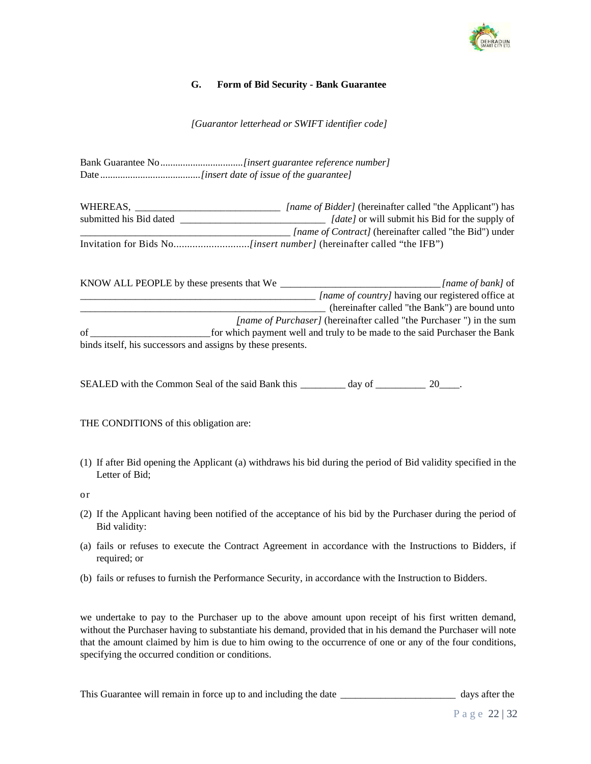### G. Form of Bid Security - Bank Guarantee

*[Guarantor letterhead or SWIFT identifier code]*

Bank Guarantee No.................................*[insert guarantee reference number]*
Date........................................*[insert date of issue of the guarantee]*

WHEREAS, _____________________________ *[name of Bidder]* (hereinafter called "the Applicant") has submitted his Bid dated _____________________________ *[date]* or will submit his Bid for the supply of ___________________________________________ *[name of Contract]* (hereinafter called "the Bid") under Invitation for Bids No............................*[insert number]* (hereinafter called "the IFB")

KNOW ALL PEOPLE by these presents that We ________________________________ *[name of bank]* of __________________________________________________ *[name of country]* having our registered office at ___________________________________________________ (hereinafter called "the Bank") are bound unto *[name of Purchaser]* (hereinafter called "the Purchaser ") in the sum of ________________________for which payment well and truly to be made to the said Purchaser the Bank binds itself, his successors and assigns by these presents.

SEALED with the Common Seal of the said Bank this _________ day of __________ 20____.

THE CONDITIONS of this obligation are:

(1) If after Bid opening the Applicant (a) withdraws his bid during the period of Bid validity specified in the Letter of Bid;

or

(2) If the Applicant having been notified of the acceptance of his bid by the Purchaser during the period of Bid validity:

(a) fails or refuses to execute the Contract Agreement in accordance with the Instructions to Bidders, if required; or

(b) fails or refuses to furnish the Performance Security, in accordance with the Instruction to Bidders.

we undertake to pay to the Purchaser up to the above amount upon receipt of his first written demand, without the Purchaser having to substantiate his demand, provided that in his demand the Purchaser will note that the amount claimed by him is due to him owing to the occurrence of one or any of the four conditions, specifying the occurred condition or conditions.

This Guarantee will remain in force up to and including the date _______________________ days after the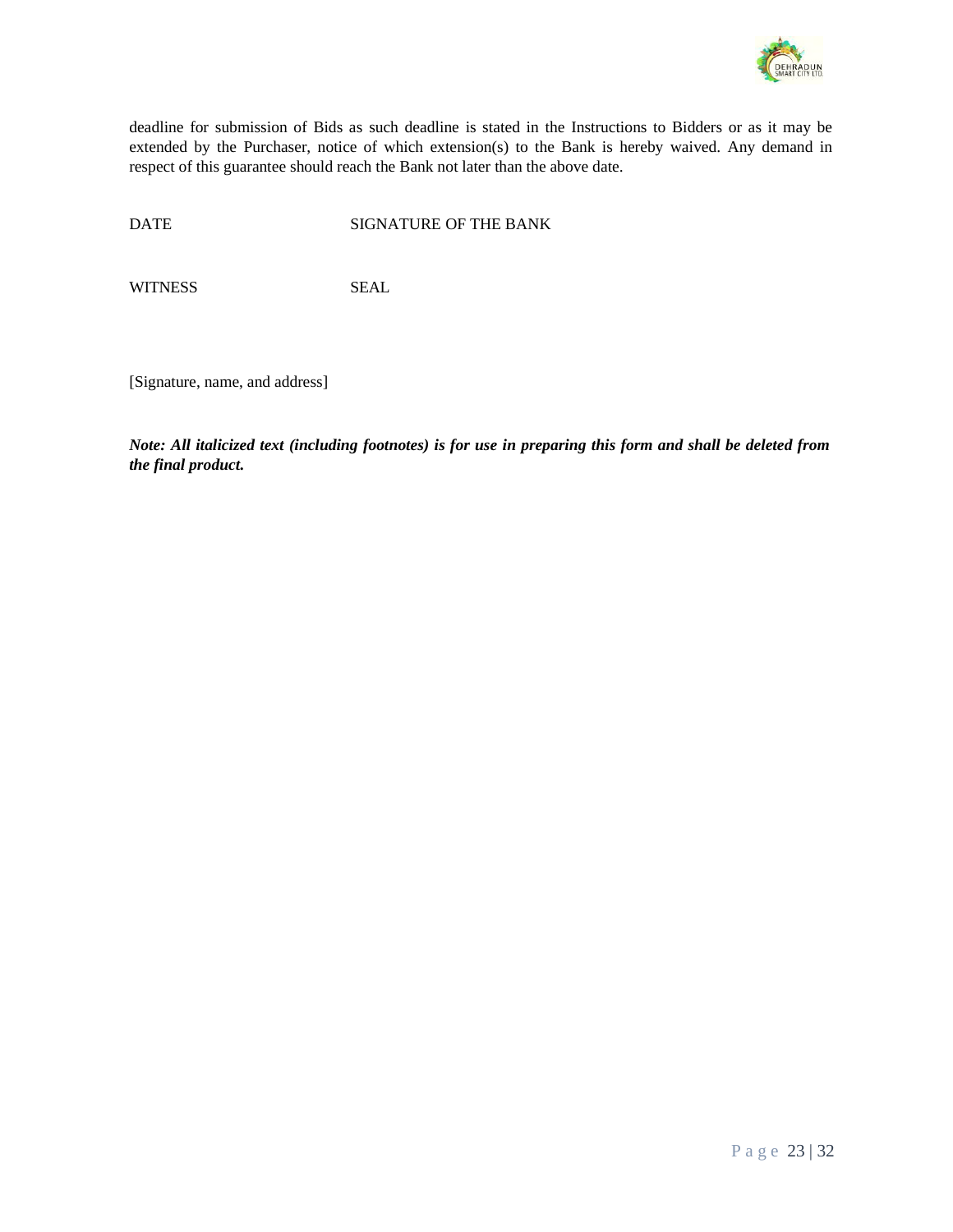deadline for submission of Bids as such deadline is stated in the Instructions to Bidders or as it may be extended by the Purchaser, notice of which extension(s) to the Bank is hereby waived. Any demand in respect of this guarantee should reach the Bank not later than the above date.

DATE SIGNATURE OF THE BANK

WITNESS SEAL

[Signature, name, and address]

***Note: All italicized text (including footnotes) is for use in preparing this form and shall be deleted from the final product.***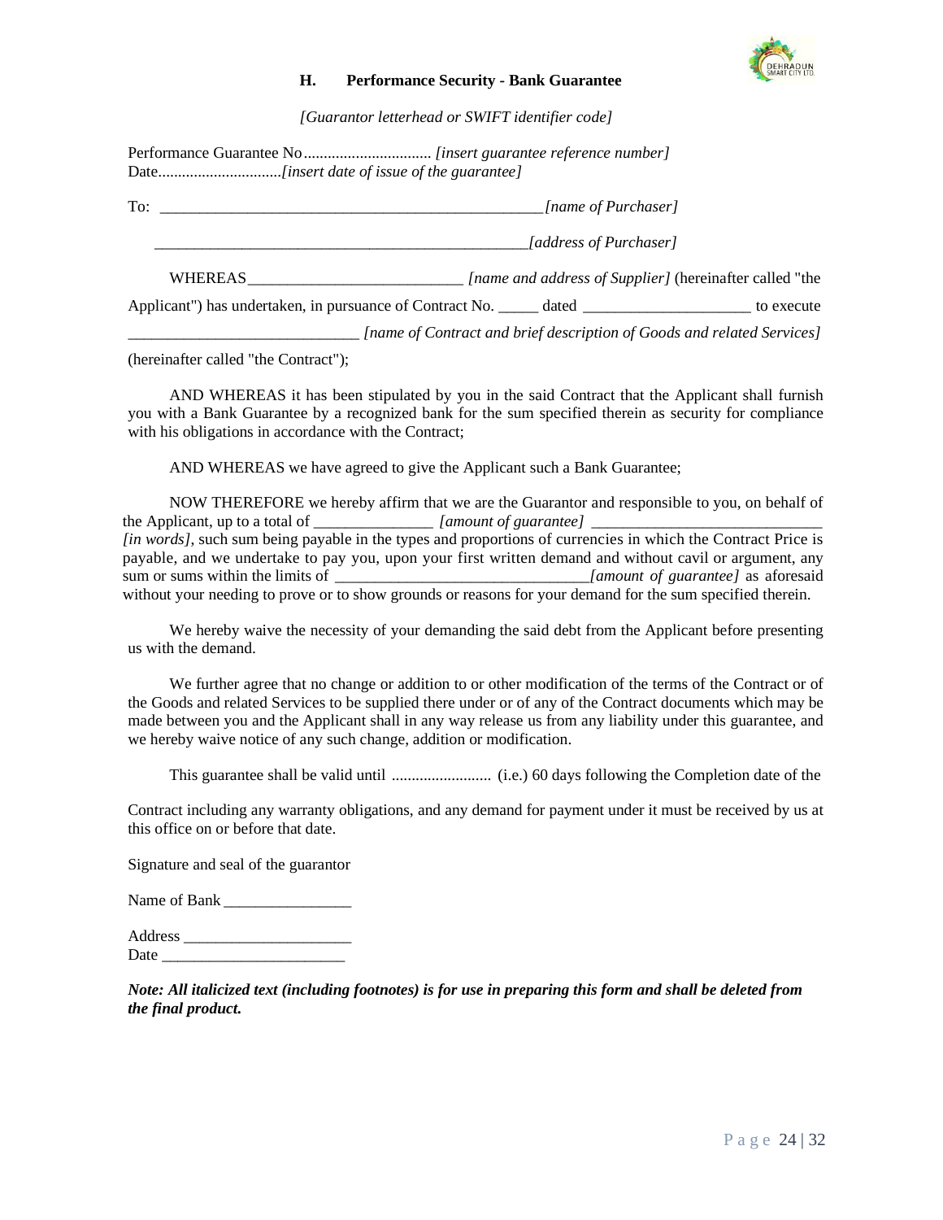### H. Performance Security - Bank Guarantee

*[Guarantor letterhead or SWIFT identifier code]*

Performance Guarantee No................................ *[insert guarantee reference number]*
Date..............................*[insert date of issue of the guarantee]*

To: _________________________________________________*[name of Purchaser]*

_________________________________________________*[address of Purchaser]*

WHEREAS___________________________ *[name and address of Supplier]* (hereinafter called "the Applicant") has undertaken, in pursuance of Contract No. _____ dated _____________________ to execute ____________________________ *[name of Contract and brief description of Goods and related Services]* (hereinafter called "the Contract");

AND WHEREAS it has been stipulated by you in the said Contract that the Applicant shall furnish you with a Bank Guarantee by a recognized bank for the sum specified therein as security for compliance with his obligations in accordance with the Contract;

AND WHEREAS we have agreed to give the Applicant such a Bank Guarantee;

NOW THEREFORE we hereby affirm that we are the Guarantor and responsible to you, on behalf of the Applicant, up to a total of _______________ *[amount of guarantee]* _____________________________ *[in words]*, such sum being payable in the types and proportions of currencies in which the Contract Price is payable, and we undertake to pay you, upon your first written demand and without cavil or argument, any sum or sums within the limits of ________________________________*[amount of guarantee]* as aforesaid without your needing to prove or to show grounds or reasons for your demand for the sum specified therein.

We hereby waive the necessity of your demanding the said debt from the Applicant before presenting us with the demand.

We further agree that no change or addition to or other modification of the terms of the Contract or of the Goods and related Services to be supplied there under or of any of the Contract documents which may be made between you and the Applicant shall in any way release us from any liability under this guarantee, and we hereby waive notice of any such change, addition or modification.

This guarantee shall be valid until ......................... (i.e.) 60 days following the Completion date of the Contract including any warranty obligations, and any demand for payment under it must be received by us at this office on or before that date.

Signature and seal of the guarantor

Name of Bank ________________

Address _____________________
Date _______________________

***Note: All italicized text (including footnotes) is for use in preparing this form and shall be deleted from the final product.***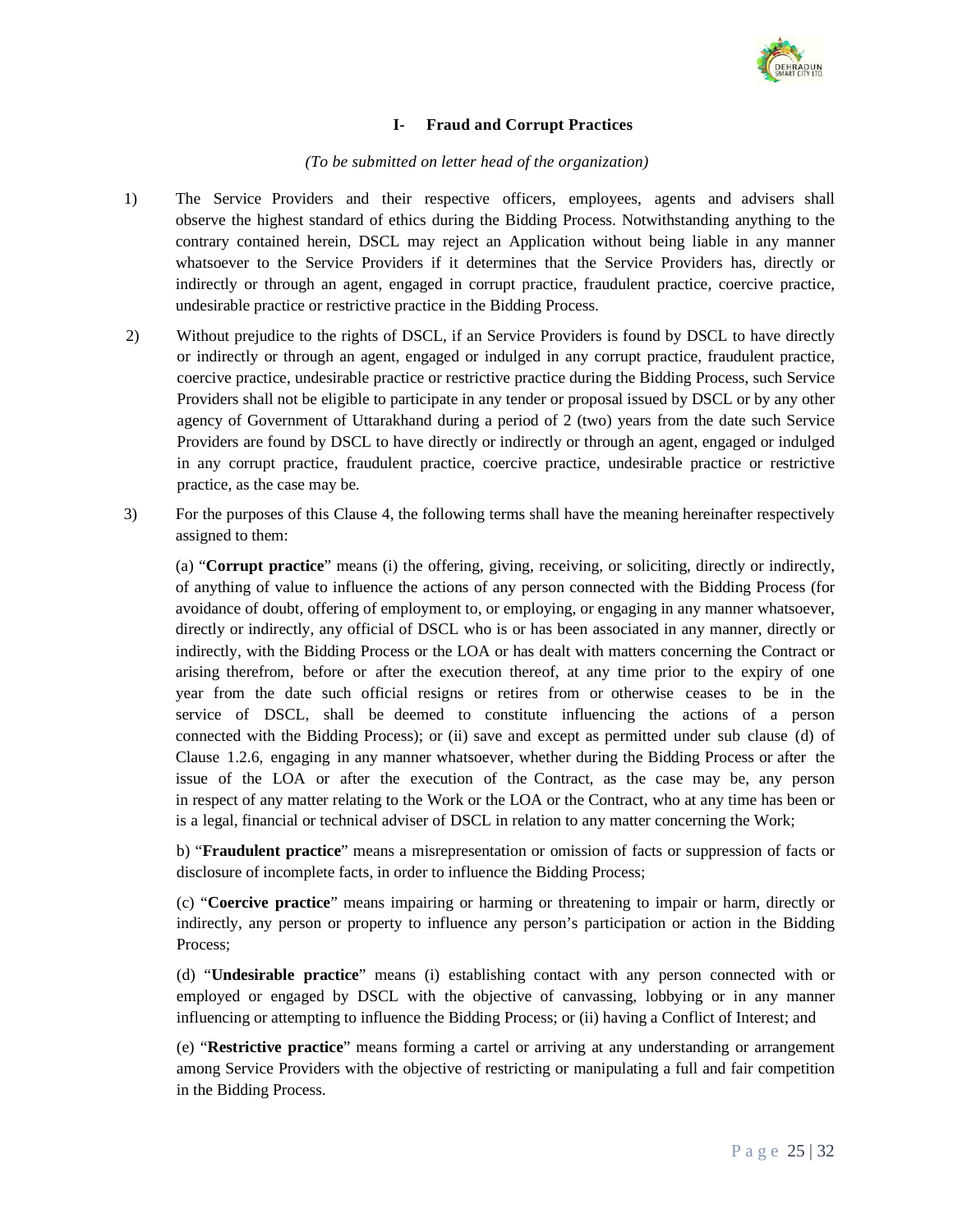## I- Fraud and Corrupt Practices

*(To be submitted on letter head of the organization)*

1) The Service Providers and their respective officers, employees, agents and advisers shall observe the highest standard of ethics during the Bidding Process. Notwithstanding anything to the contrary contained herein, DSCL may reject an Application without being liable in any manner whatsoever to the Service Providers if it determines that the Service Providers has, directly or indirectly or through an agent, engaged in corrupt practice, fraudulent practice, coercive practice, undesirable practice or restrictive practice in the Bidding Process.

2) Without prejudice to the rights of DSCL, if an Service Providers is found by DSCL to have directly or indirectly or through an agent, engaged or indulged in any corrupt practice, fraudulent practice, coercive practice, undesirable practice or restrictive practice during the Bidding Process, such Service Providers shall not be eligible to participate in any tender or proposal issued by DSCL or by any other agency of Government of Uttarakhand during a period of 2 (two) years from the date such Service Providers are found by DSCL to have directly or indirectly or through an agent, engaged or indulged in any corrupt practice, fraudulent practice, coercive practice, undesirable practice or restrictive practice, as the case may be.

3) For the purposes of this Clause 4, the following terms shall have the meaning hereinafter respectively assigned to them:

   (a) "**Corrupt practice**" means (i) the offering, giving, receiving, or soliciting, directly or indirectly, of anything of value to influence the actions of any person connected with the Bidding Process (for avoidance of doubt, offering of employment to, or employing, or engaging in any manner whatsoever, directly or indirectly, any official of DSCL who is or has been associated in any manner, directly or indirectly, with the Bidding Process or the LOA or has dealt with matters concerning the Contract or arising therefrom, before or after the execution thereof, at any time prior to the expiry of one year from the date such official resigns or retires from or otherwise ceases to be in the service of DSCL, shall be deemed to constitute influencing the actions of a person connected with the Bidding Process); or (ii) save and except as permitted under sub clause (d) of Clause 1.2.6, engaging in any manner whatsoever, whether during the Bidding Process or after the issue of the LOA or after the execution of the Contract, as the case may be, any person in respect of any matter relating to the Work or the LOA or the Contract, who at any time has been or is a legal, financial or technical adviser of DSCL in relation to any matter concerning the Work;

   b) "**Fraudulent practice**" means a misrepresentation or omission of facts or suppression of facts or disclosure of incomplete facts, in order to influence the Bidding Process;

   (c) "**Coercive practice**" means impairing or harming or threatening to impair or harm, directly or indirectly, any person or property to influence any person's participation or action in the Bidding Process;

   (d) "**Undesirable practice**" means (i) establishing contact with any person connected with or employed or engaged by DSCL with the objective of canvassing, lobbying or in any manner influencing or attempting to influence the Bidding Process; or (ii) having a Conflict of Interest; and

   (e) "**Restrictive practice**" means forming a cartel or arriving at any understanding or arrangement among Service Providers with the objective of restricting or manipulating a full and fair competition in the Bidding Process.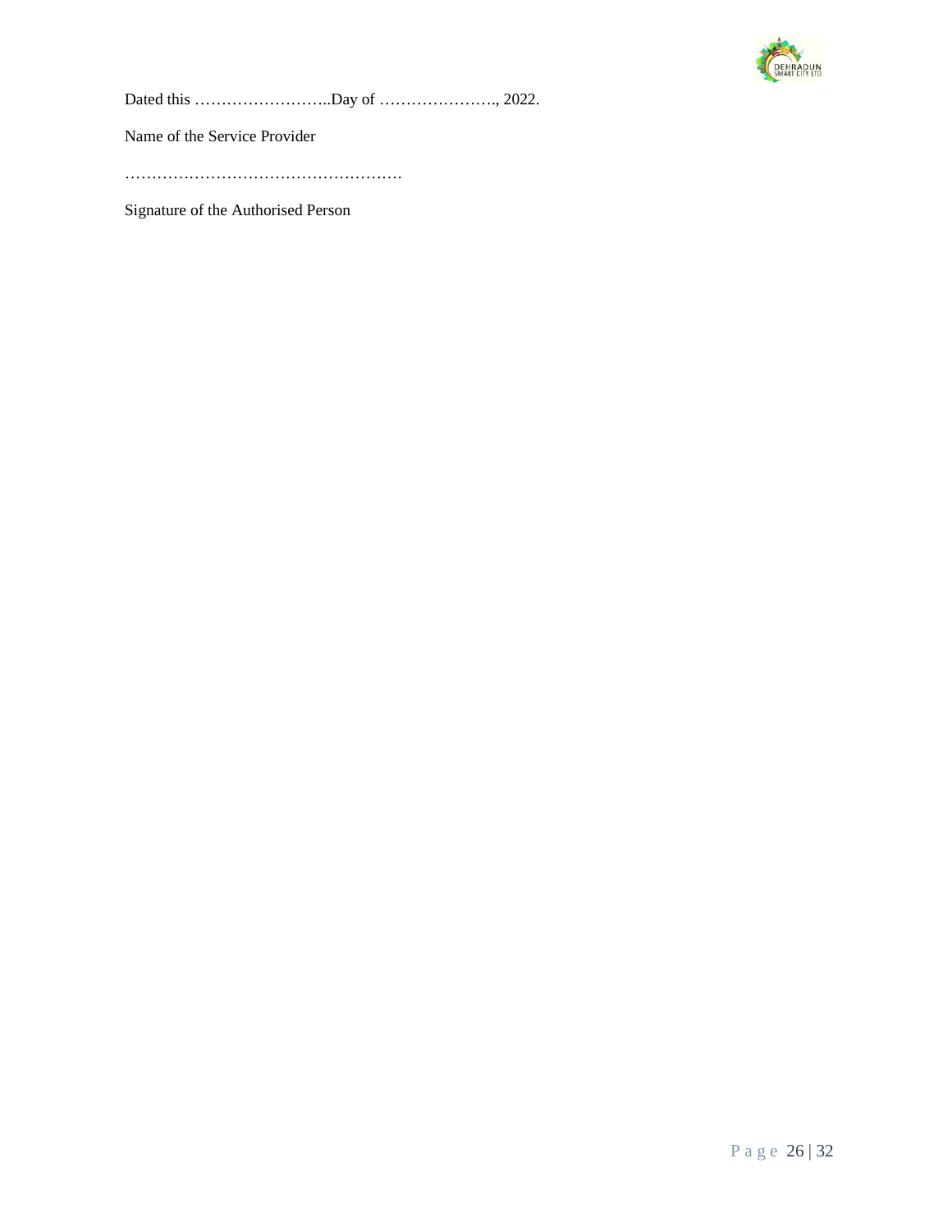Dated this ……………………..Day of …………………., 2022.

Name of the Service Provider

……………………………………………

Signature of the Authorised Person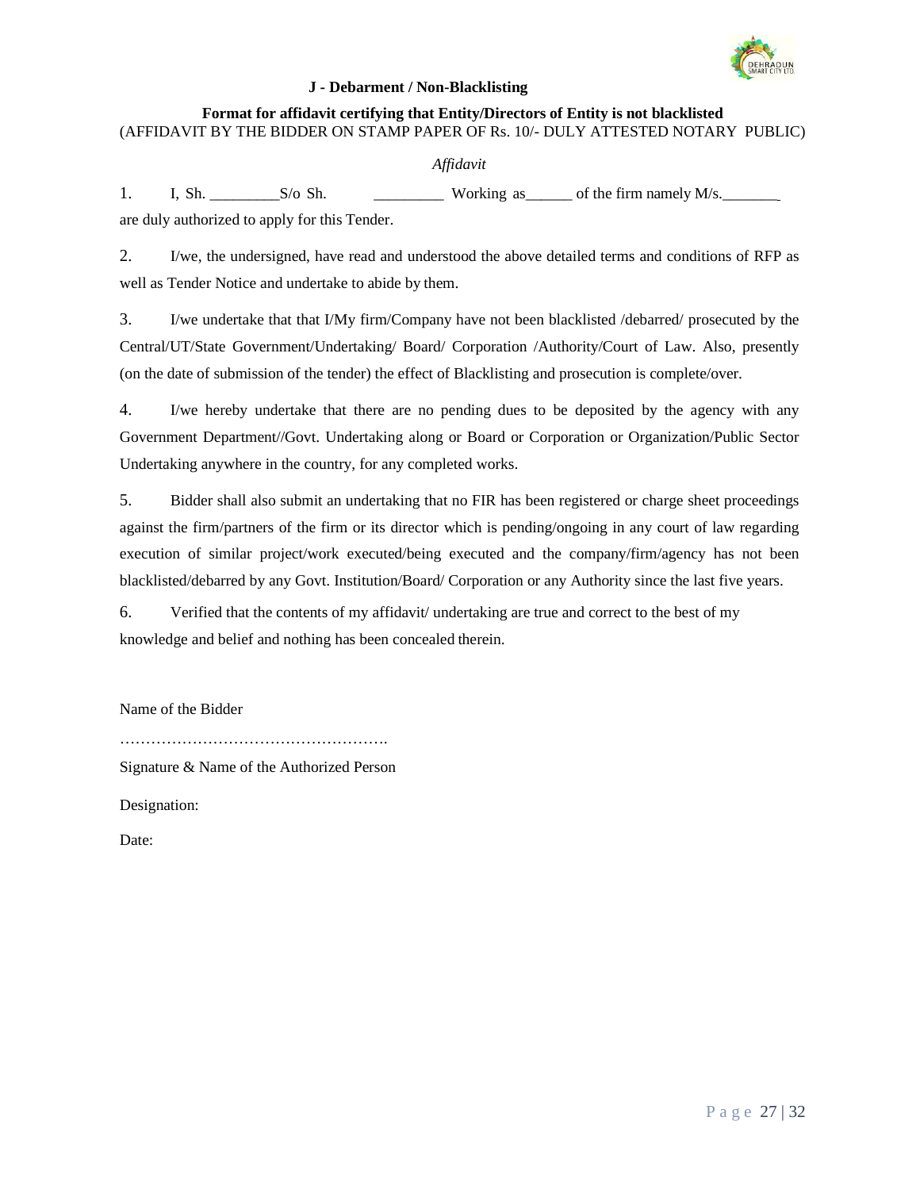## J - Debarment / Non-Blacklisting

**Format for affidavit certifying that Entity/Directors of Entity is not blacklisted**
(AFFIDAVIT BY THE BIDDER ON STAMP PAPER OF Rs. 10/- DULY ATTESTED NOTARY PUBLIC)

*Affidavit*

1. I, Sh. _________S/o Sh. _________ Working as______ of the firm namely M/s.________ are duly authorized to apply for this Tender.

2. I/we, the undersigned, have read and understood the above detailed terms and conditions of RFP as well as Tender Notice and undertake to abide by them.

3. I/we undertake that that I/My firm/Company have not been blacklisted /debarred/ prosecuted by the Central/UT/State Government/Undertaking/ Board/ Corporation /Authority/Court of Law. Also, presently (on the date of submission of the tender) the effect of Blacklisting and prosecution is complete/over.

4. I/we hereby undertake that there are no pending dues to be deposited by the agency with any Government Department//Govt. Undertaking along or Board or Corporation or Organization/Public Sector Undertaking anywhere in the country, for any completed works.

5. Bidder shall also submit an undertaking that no FIR has been registered or charge sheet proceedings against the firm/partners of the firm or its director which is pending/ongoing in any court of law regarding execution of similar project/work executed/being executed and the company/firm/agency has not been blacklisted/debarred by any Govt. Institution/Board/ Corporation or any Authority since the last five years.

6. Verified that the contents of my affidavit/ undertaking are true and correct to the best of my knowledge and belief and nothing has been concealed therein.

Name of the Bidder

…………………………………………….

Signature & Name of the Authorized Person

Designation:

Date: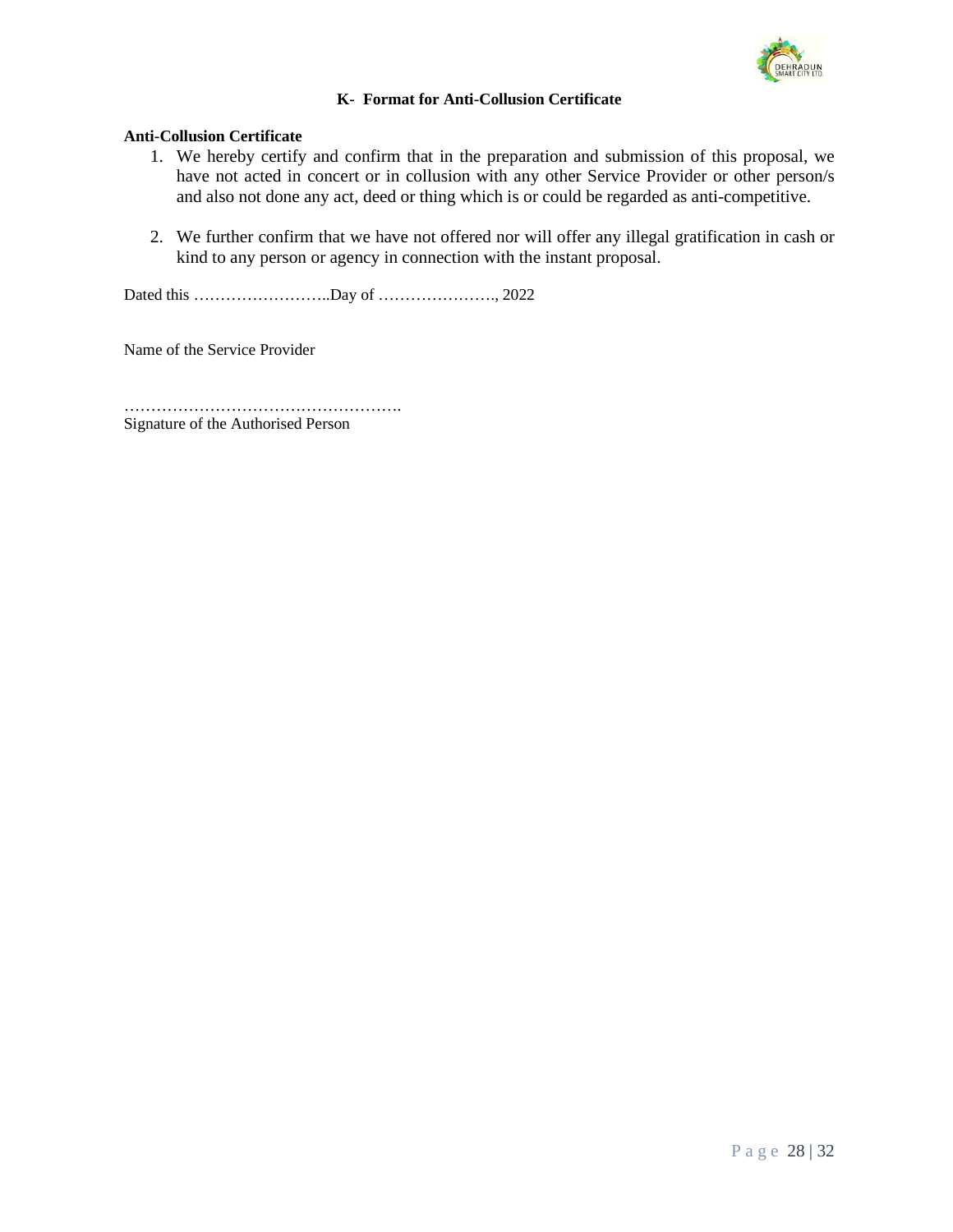## K- Format for Anti-Collusion Certificate

**Anti-Collusion Certificate**

1. We hereby certify and confirm that in the preparation and submission of this proposal, we have not acted in concert or in collusion with any other Service Provider or other person/s and also not done any act, deed or thing which is or could be regarded as anti-competitive.

2. We further confirm that we have not offered nor will offer any illegal gratification in cash or kind to any person or agency in connection with the instant proposal.

Dated this ……………………..Day of …………………., 2022

Name of the Service Provider

…………………………………………….
Signature of the Authorised Person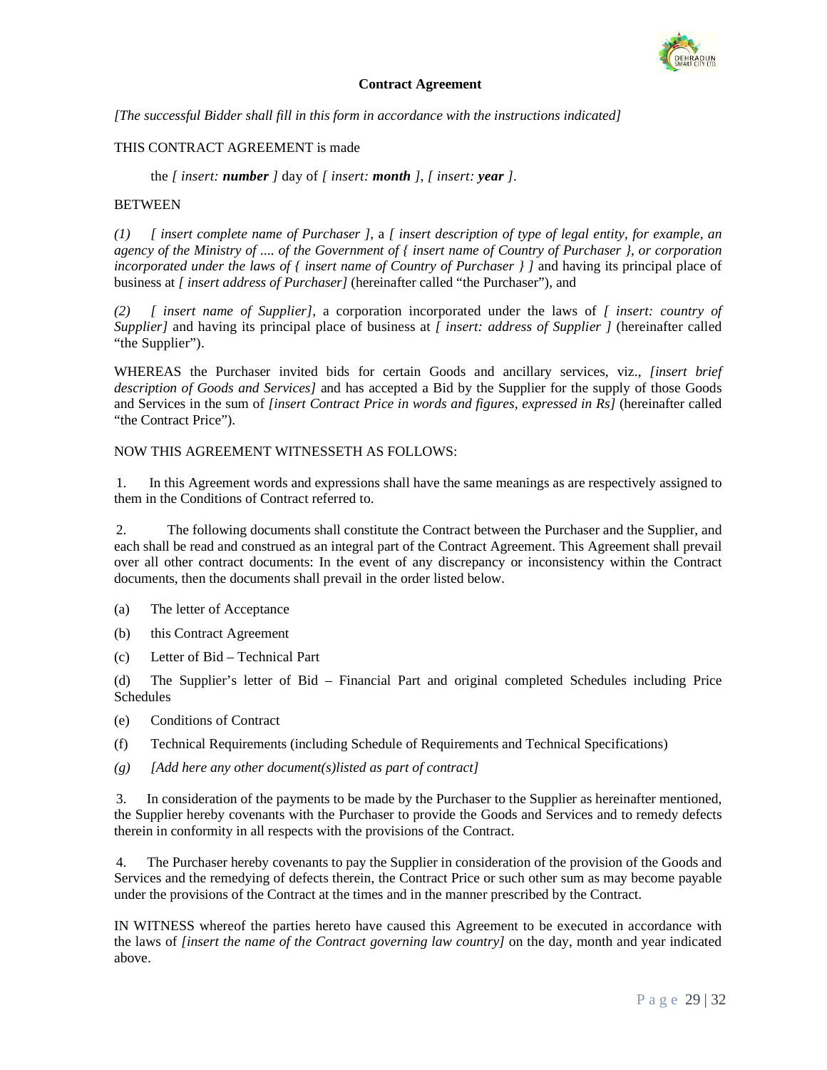## Contract Agreement

*[The successful Bidder shall fill in this form in accordance with the instructions indicated]*

THIS CONTRACT AGREEMENT is made

the *[ insert:* ***number*** *]* day of *[ insert:* ***month*** *]*, *[ insert:* ***year*** *]*.

BETWEEN

*(1) [ insert complete name of Purchaser ]*, a *[ insert description of type of legal entity, for example, an agency of the Ministry of .... of the Government of { insert name of Country of Purchaser }, or corporation incorporated under the laws of { insert name of Country of Purchaser } ]* and having its principal place of business at *[ insert address of Purchaser]* (hereinafter called "the Purchaser"), and

*(2) [ insert name of Supplier]*, a corporation incorporated under the laws of *[ insert: country of Supplier]* and having its principal place of business at *[ insert: address of Supplier ]* (hereinafter called "the Supplier").

WHEREAS the Purchaser invited bids for certain Goods and ancillary services, viz., *[insert brief description of Goods and Services]* and has accepted a Bid by the Supplier for the supply of those Goods and Services in the sum of *[insert Contract Price in words and figures, expressed in Rs]* (hereinafter called "the Contract Price").

NOW THIS AGREEMENT WITNESSETH AS FOLLOWS:

1. In this Agreement words and expressions shall have the same meanings as are respectively assigned to them in the Conditions of Contract referred to.

2. The following documents shall constitute the Contract between the Purchaser and the Supplier, and each shall be read and construed as an integral part of the Contract Agreement. This Agreement shall prevail over all other contract documents: In the event of any discrepancy or inconsistency within the Contract documents, then the documents shall prevail in the order listed below.

(a) The letter of Acceptance

(b) this Contract Agreement

(c) Letter of Bid – Technical Part

(d) The Supplier's letter of Bid – Financial Part and original completed Schedules including Price Schedules

(e) Conditions of Contract

(f) Technical Requirements (including Schedule of Requirements and Technical Specifications)

*(g) [Add here any other document(s)listed as part of contract]*

3. In consideration of the payments to be made by the Purchaser to the Supplier as hereinafter mentioned, the Supplier hereby covenants with the Purchaser to provide the Goods and Services and to remedy defects therein in conformity in all respects with the provisions of the Contract.

4. The Purchaser hereby covenants to pay the Supplier in consideration of the provision of the Goods and Services and the remedying of defects therein, the Contract Price or such other sum as may become payable under the provisions of the Contract at the times and in the manner prescribed by the Contract.

IN WITNESS whereof the parties hereto have caused this Agreement to be executed in accordance with the laws of *[insert the name of the Contract governing law country]* on the day, month and year indicated above.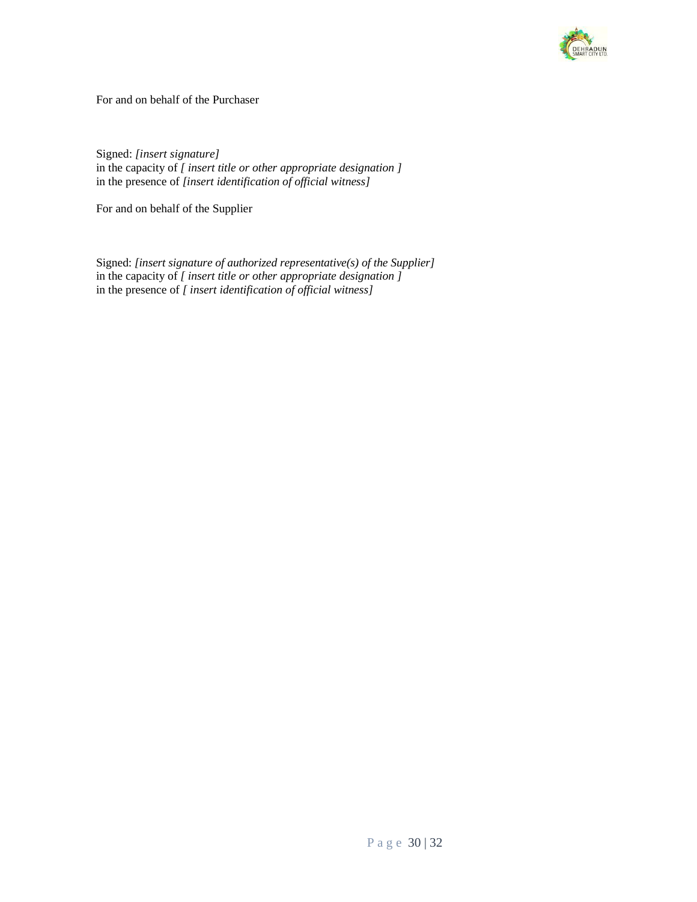For and on behalf of the Purchaser

Signed: *[insert signature]*  
in the capacity of *[ insert title or other appropriate designation ]*  
in the presence of *[insert identification of official witness]*

For and on behalf of the Supplier

Signed: *[insert signature of authorized representative(s) of the Supplier]*  
in the capacity of *[ insert title or other appropriate designation ]*  
in the presence of *[ insert identification of official witness]*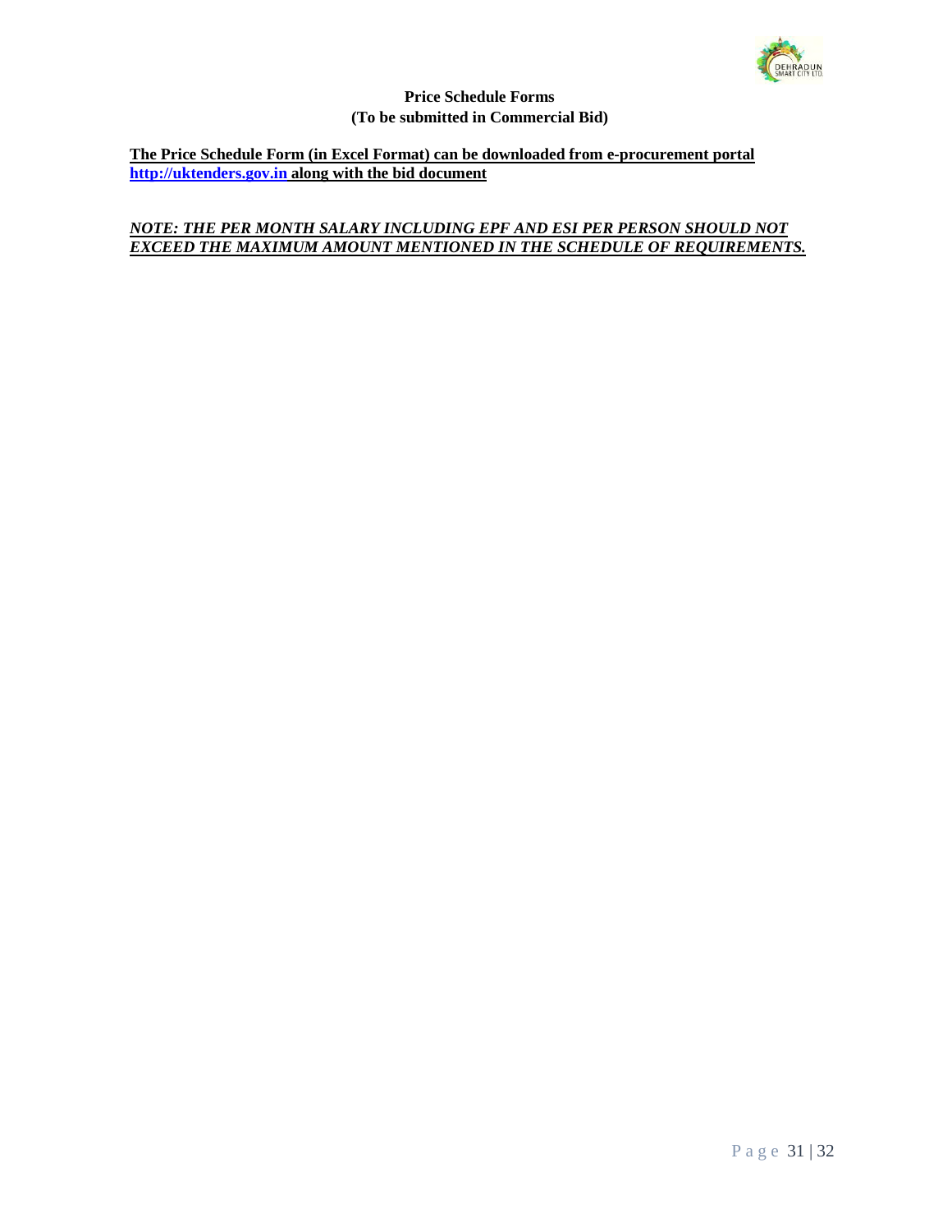**Price Schedule Forms**
**(To be submitted in Commercial Bid)**

**The Price Schedule Form (in Excel Format) can be downloaded from e-procurement portal http://uktenders.gov.in along with the bid document**

***NOTE: THE PER MONTH SALARY INCLUDING EPF AND ESI PER PERSON SHOULD NOT EXCEED THE MAXIMUM AMOUNT MENTIONED IN THE SCHEDULE OF REQUIREMENTS.***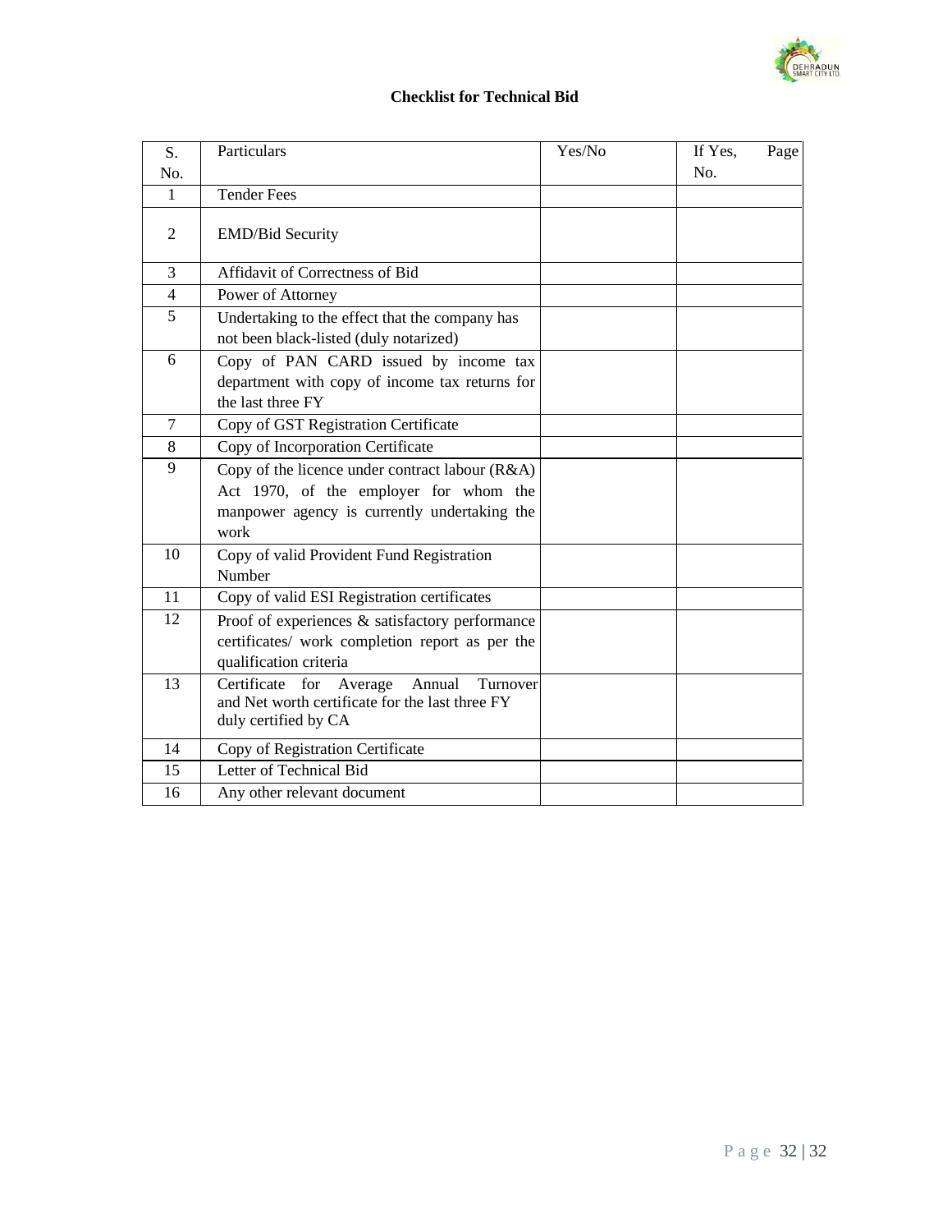**Checklist for Technical Bid**

| S. No. | Particulars | Yes/No | If Yes, Page No. |
|---|---|---|---|
| 1 | Tender Fees | | |
| 2 | EMD/Bid Security | | |
| 3 | Affidavit of Correctness of Bid | | |
| 4 | Power of Attorney | | |
| 5 | Undertaking to the effect that the company has not been black-listed (duly notarized) | | |
| 6 | Copy of PAN CARD issued by income tax department with copy of income tax returns for the last three FY | | |
| 7 | Copy of GST Registration Certificate | | |
| 8 | Copy of Incorporation Certificate | | |
| 9 | Copy of the licence under contract labour (R&A) Act 1970, of the employer for whom the manpower agency is currently undertaking the work | | |
| 10 | Copy of valid Provident Fund Registration Number | | |
| 11 | Copy of valid ESI Registration certificates | | |
| 12 | Proof of experiences & satisfactory performance certificates/ work completion report as per the qualification criteria | | |
| 13 | Certificate for Average Annual Turnover and Net worth certificate for the last three FY duly certified by CA | | |
| 14 | Copy of Registration Certificate | | |
| 15 | Letter of Technical Bid | | |
| 16 | Any other relevant document | | |